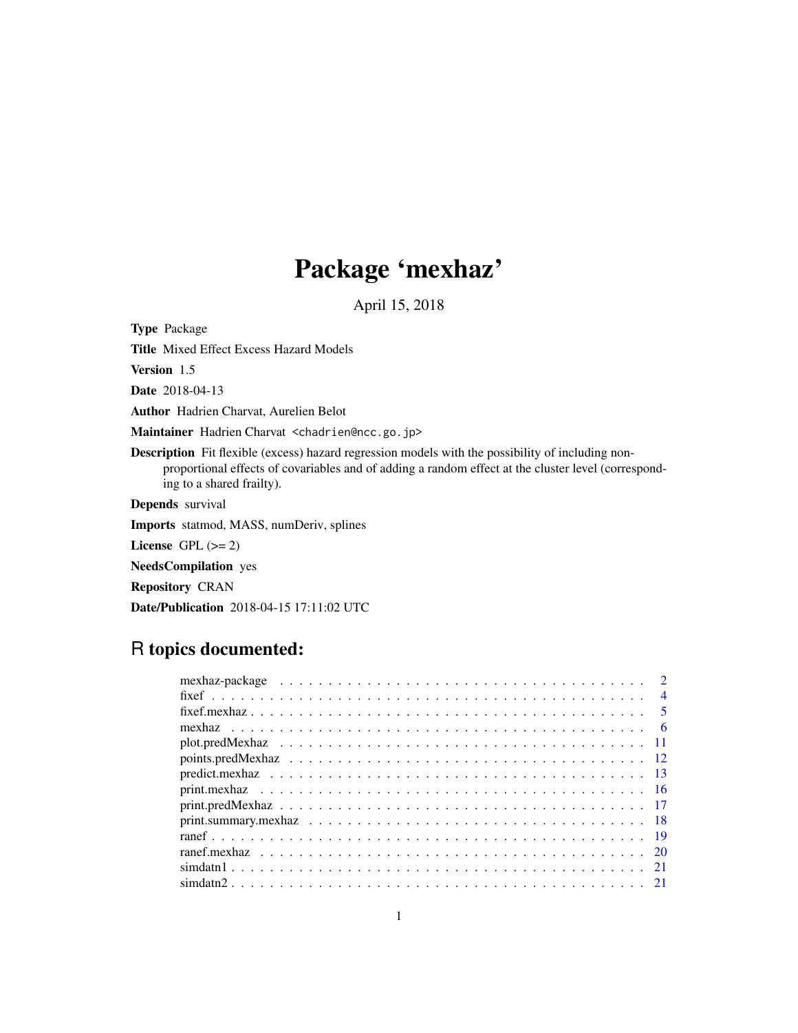# Package 'mexhaz'

April 15, 2018

**Type** Package

**Title** Mixed Effect Excess Hazard Models

**Version** 1.5

**Date** 2018-04-13

**Author** Hadrien Charvat, Aurelien Belot

**Maintainer** Hadrien Charvat <chadrien@ncc.go.jp>

**Description** Fit flexible (excess) hazard regression models with the possibility of including non-proportional effects of covariables and of adding a random effect at the cluster level (corresponding to a shared frailty).

**Depends** survival

**Imports** statmod, MASS, numDeriv, splines

**License** GPL (>= 2)

**NeedsCompilation** yes

**Repository** CRAN

**Date/Publication** 2018-04-15 17:11:02 UTC

## R topics documented:

| | |
|---|---|
| mexhaz-package | 2 |
| fixef | 4 |
| fixef.mexhaz | 5 |
| mexhaz | 6 |
| plot.predMexhaz | 11 |
| points.predMexhaz | 12 |
| predict.mexhaz | 13 |
| print.mexhaz | 16 |
| print.predMexhaz | 17 |
| print.summary.mexhaz | 18 |
| ranef | 19 |
| ranef.mexhaz | 20 |
| simdatn1 | 21 |
| simdatn2 | 21 |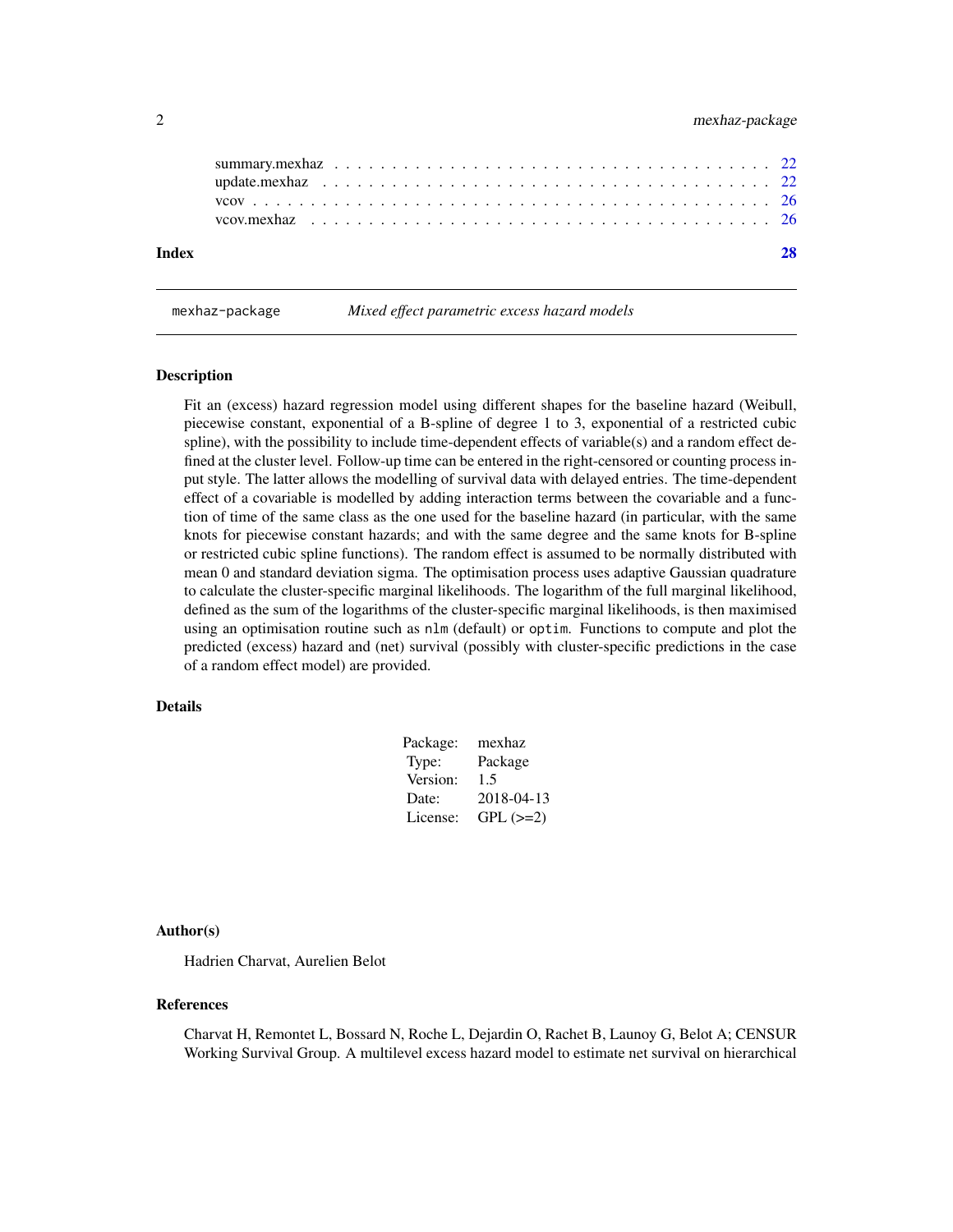summary.mexhaz . . . . . . . . . . . . . . . . . . . . . . . . . . . . . . . . . . . . 22
update.mexhaz . . . . . . . . . . . . . . . . . . . . . . . . . . . . . . . . . . . . 22
vcov . . . . . . . . . . . . . . . . . . . . . . . . . . . . . . . . . . . . . . . . . 26
vcov.mexhaz . . . . . . . . . . . . . . . . . . . . . . . . . . . . . . . . . . . . . 26

**Index** **28**

---

`mexhaz-package` *Mixed effect parametric excess hazard models*

---

## Description

Fit an (excess) hazard regression model using different shapes for the baseline hazard (Weibull, piecewise constant, exponential of a B-spline of degree 1 to 3, exponential of a restricted cubic spline), with the possibility to include time-dependent effects of variable(s) and a random effect defined at the cluster level. Follow-up time can be entered in the right-censored or counting process input style. The latter allows the modelling of survival data with delayed entries. The time-dependent effect of a covariable is modelled by adding interaction terms between the covariable and a function of time of the same class as the one used for the baseline hazard (in particular, with the same knots for piecewise constant hazards; and with the same degree and the same knots for B-spline or restricted cubic spline functions). The random effect is assumed to be normally distributed with mean 0 and standard deviation sigma. The optimisation process uses adaptive Gaussian quadrature to calculate the cluster-specific marginal likelihoods. The logarithm of the full marginal likelihood, defined as the sum of the logarithms of the cluster-specific marginal likelihoods, is then maximised using an optimisation routine such as `nlm` (default) or `optim`. Functions to compute and plot the predicted (excess) hazard and (net) survival (possibly with cluster-specific predictions in the case of a random effect model) are provided.

## Details

| | |
|---|---|
| Package: | mexhaz |
| Type: | Package |
| Version: | 1.5 |
| Date: | 2018-04-13 |
| License: | GPL (>=2) |

## Author(s)

Hadrien Charvat, Aurelien Belot

## References

Charvat H, Remontet L, Bossard N, Roche L, Dejardin O, Rachet B, Launoy G, Belot A; CENSUR Working Survival Group. A multilevel excess hazard model to estimate net survival on hierarchical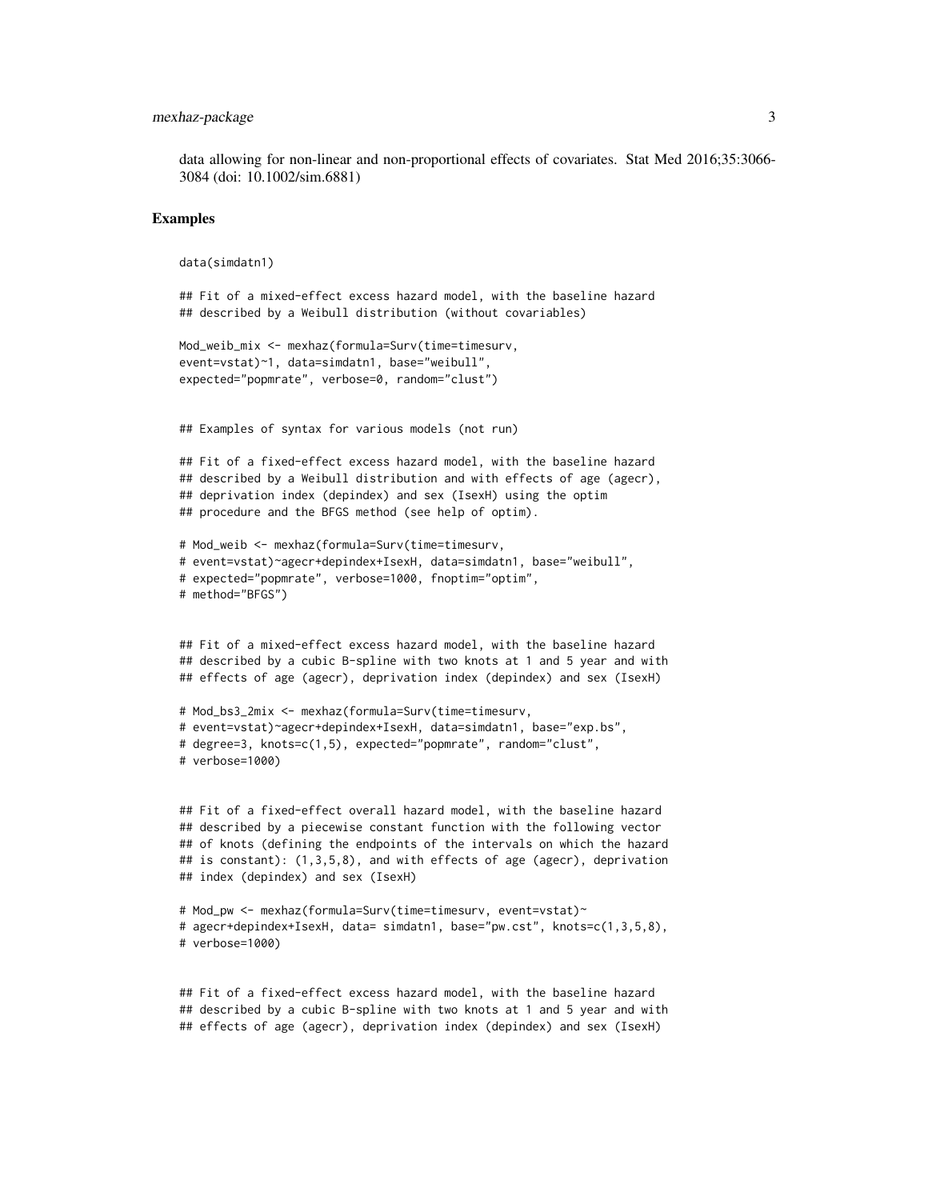data allowing for non-linear and non-proportional effects of covariates. Stat Med 2016;35:3066-3084 (doi: 10.1002/sim.6881)

## Examples

```
data(simdatn1)

## Fit of a mixed-effect excess hazard model, with the baseline hazard
## described by a Weibull distribution (without covariables)

Mod_weib_mix <- mexhaz(formula=Surv(time=timesurv,
event=vstat)~1, data=simdatn1, base="weibull",
expected="popmrate", verbose=0, random="clust")


## Examples of syntax for various models (not run)

## Fit of a fixed-effect excess hazard model, with the baseline hazard
## described by a Weibull distribution and with effects of age (agecr),
## deprivation index (depindex) and sex (IsexH) using the optim
## procedure and the BFGS method (see help of optim).

# Mod_weib <- mexhaz(formula=Surv(time=timesurv,
# event=vstat)~agecr+depindex+IsexH, data=simdatn1, base="weibull",
# expected="popmrate", verbose=1000, fnoptim="optim",
# method="BFGS")


## Fit of a mixed-effect excess hazard model, with the baseline hazard
## described by a cubic B-spline with two knots at 1 and 5 year and with
## effects of age (agecr), deprivation index (depindex) and sex (IsexH)

# Mod_bs3_2mix <- mexhaz(formula=Surv(time=timesurv,
# event=vstat)~agecr+depindex+IsexH, data=simdatn1, base="exp.bs",
# degree=3, knots=c(1,5), expected="popmrate", random="clust",
# verbose=1000)


## Fit of a fixed-effect overall hazard model, with the baseline hazard
## described by a piecewise constant function with the following vector
## of knots (defining the endpoints of the intervals on which the hazard
## is constant): (1,3,5,8), and with effects of age (agecr), deprivation
## index (depindex) and sex (IsexH)

# Mod_pw <- mexhaz(formula=Surv(time=timesurv, event=vstat)~
# agecr+depindex+IsexH, data= simdatn1, base="pw.cst", knots=c(1,3,5,8),
# verbose=1000)


## Fit of a fixed-effect excess hazard model, with the baseline hazard
## described by a cubic B-spline with two knots at 1 and 5 year and with
## effects of age (agecr), deprivation index (depindex) and sex (IsexH)
```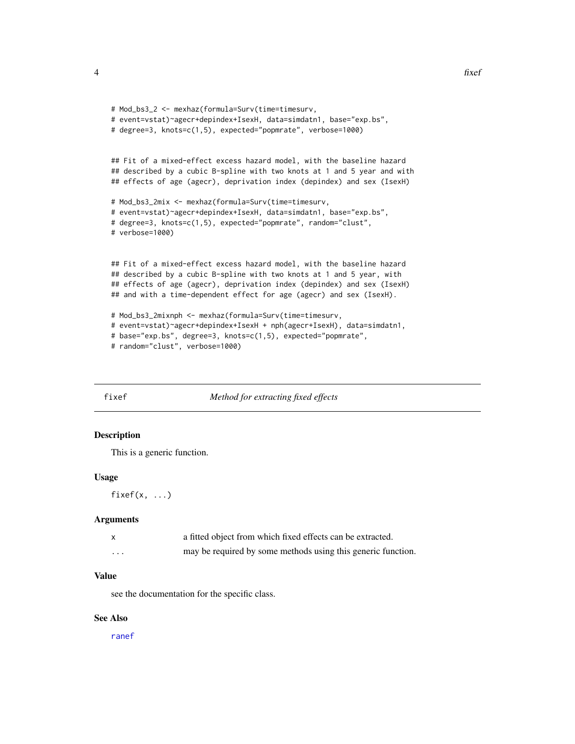```
# Mod_bs3_2 <- mexhaz(formula=Surv(time=timesurv,
# event=vstat)~agecr+depindex+IsexH, data=simdatn1, base="exp.bs",
# degree=3, knots=c(1,5), expected="popmrate", verbose=1000)


## Fit of a mixed-effect excess hazard model, with the baseline hazard
## described by a cubic B-spline with two knots at 1 and 5 year and with
## effects of age (agecr), deprivation index (depindex) and sex (IsexH)

# Mod_bs3_2mix <- mexhaz(formula=Surv(time=timesurv,
# event=vstat)~agecr+depindex+IsexH, data=simdatn1, base="exp.bs",
# degree=3, knots=c(1,5), expected="popmrate", random="clust",
# verbose=1000)


## Fit of a mixed-effect excess hazard model, with the baseline hazard
## described by a cubic B-spline with two knots at 1 and 5 year, with
## effects of age (agecr), deprivation index (depindex) and sex (IsexH)
## and with a time-dependent effect for age (agecr) and sex (IsexH).

# Mod_bs3_2mixnph <- mexhaz(formula=Surv(time=timesurv,
# event=vstat)~agecr+depindex+IsexH + nph(agecr+IsexH), data=simdatn1,
# base="exp.bs", degree=3, knots=c(1,5), expected="popmrate",
# random="clust", verbose=1000)
```

---

## fixef — *Method for extracting fixed effects*

### Description

This is a generic function.

### Usage

```
fixef(x, ...)
```

### Arguments

| | |
|---|---|
| x | a fitted object from which fixed effects can be extracted. |
| ... | may be required by some methods using this generic function. |

### Value

see the documentation for the specific class.

### See Also

ranef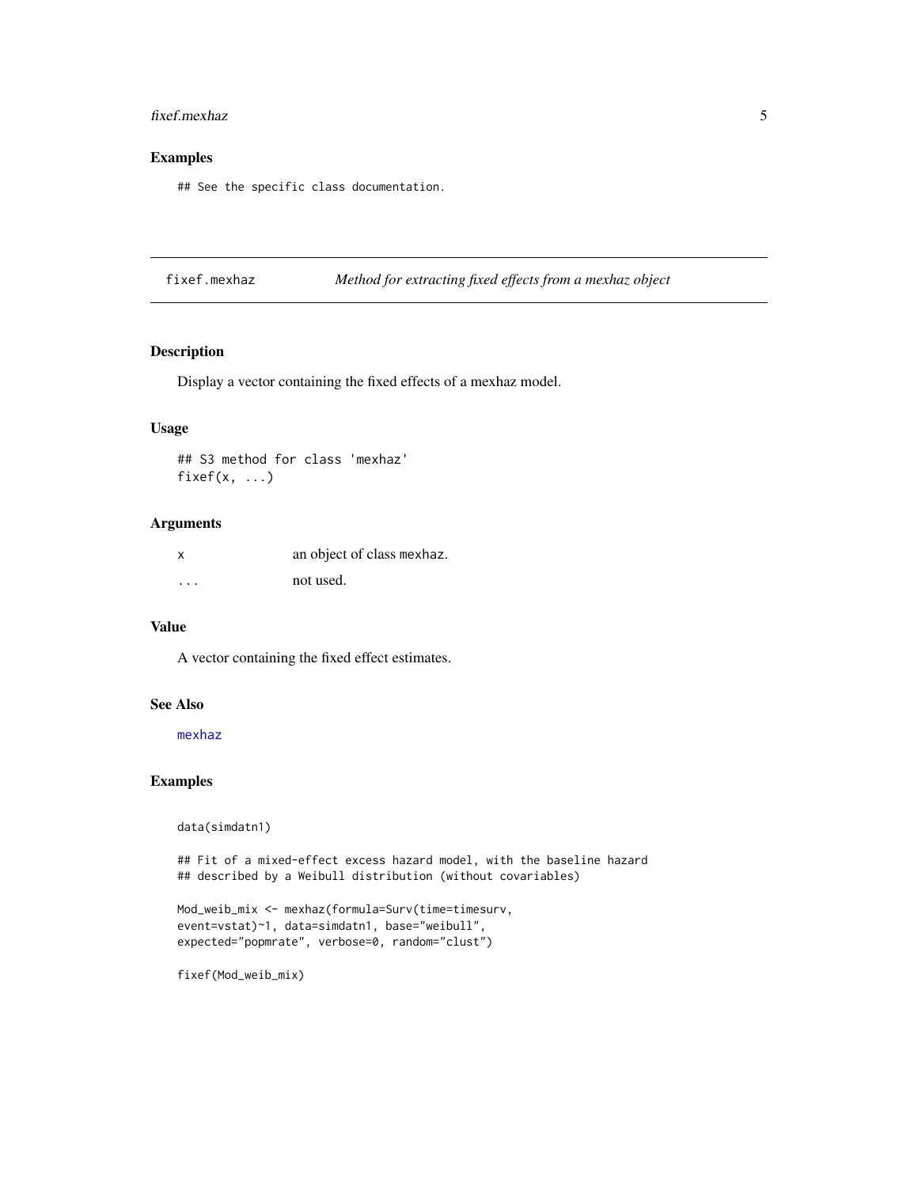## Examples

```
## See the specific class documentation.
```

---

# fixef.mexhaz — *Method for extracting fixed effects from a mexhaz object*

---

## Description

Display a vector containing the fixed effects of a mexhaz model.

## Usage

```
## S3 method for class 'mexhaz'
fixef(x, ...)
```

## Arguments

| | |
|---|---|
| x | an object of class `mexhaz`. |
| ... | not used. |

## Value

A vector containing the fixed effect estimates.

## See Also

mexhaz

## Examples

```
data(simdatn1)

## Fit of a mixed-effect excess hazard model, with the baseline hazard
## described by a Weibull distribution (without covariables)

Mod_weib_mix <- mexhaz(formula=Surv(time=timesurv,
event=vstat)~1, data=simdatn1, base="weibull",
expected="popmrate", verbose=0, random="clust")

fixef(Mod_weib_mix)
```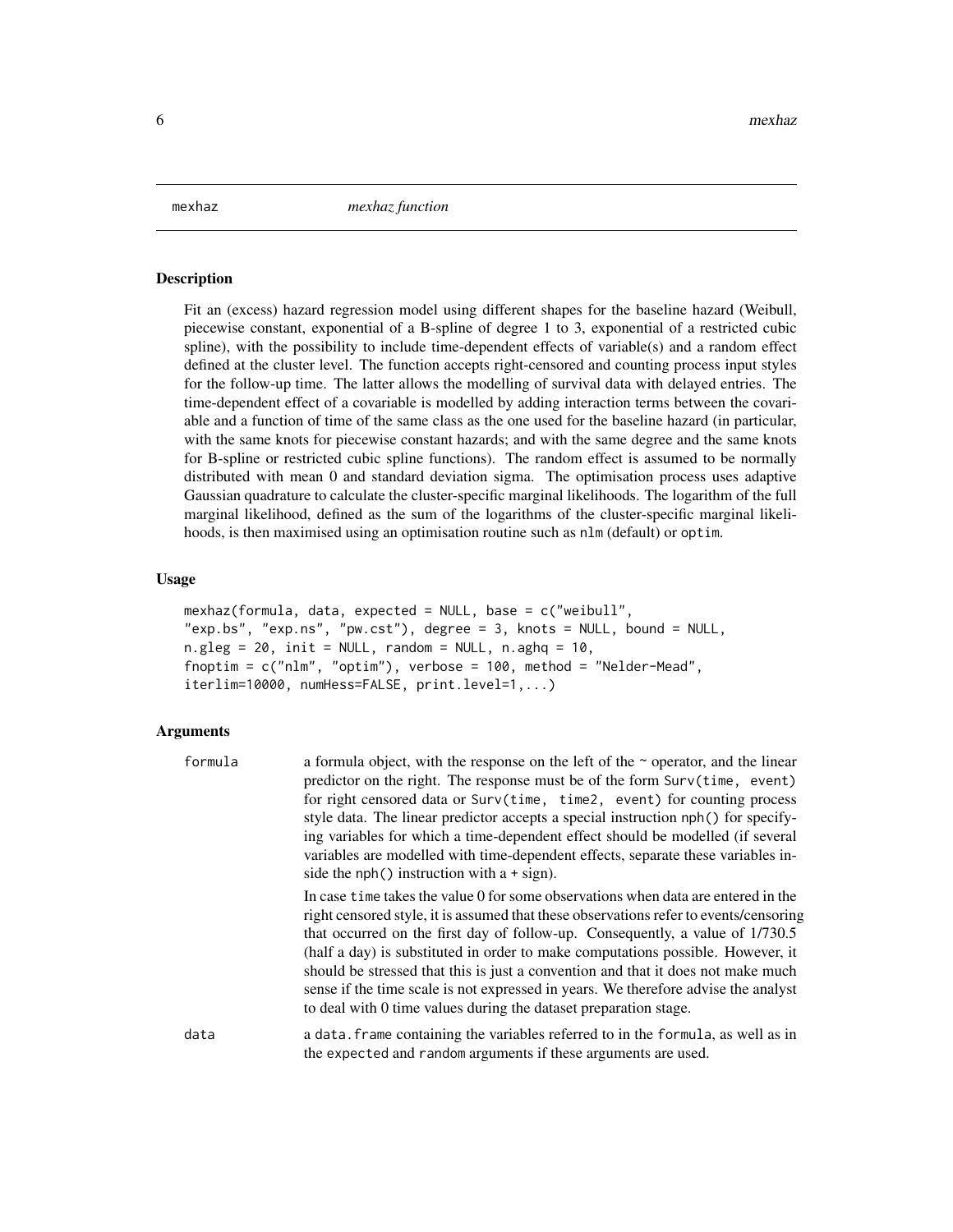mexhaz *mexhaz function*

## Description

Fit an (excess) hazard regression model using different shapes for the baseline hazard (Weibull, piecewise constant, exponential of a B-spline of degree 1 to 3, exponential of a restricted cubic spline), with the possibility to include time-dependent effects of variable(s) and a random effect defined at the cluster level. The function accepts right-censored and counting process input styles for the follow-up time. The latter allows the modelling of survival data with delayed entries. The time-dependent effect of a covariable is modelled by adding interaction terms between the covariable and a function of time of the same class as the one used for the baseline hazard (in particular, with the same knots for piecewise constant hazards; and with the same degree and the same knots for B-spline or restricted cubic spline functions). The random effect is assumed to be normally distributed with mean 0 and standard deviation sigma. The optimisation process uses adaptive Gaussian quadrature to calculate the cluster-specific marginal likelihoods. The logarithm of the full marginal likelihood, defined as the sum of the logarithms of the cluster-specific marginal likelihoods, is then maximised using an optimisation routine such as `nlm` (default) or `optim`.

## Usage

```
mexhaz(formula, data, expected = NULL, base = c("weibull",
"exp.bs", "exp.ns", "pw.cst"), degree = 3, knots = NULL, bound = NULL,
n.gleg = 20, init = NULL, random = NULL, n.aghq = 10,
fnoptim = c("nlm", "optim"), verbose = 100, method = "Nelder-Mead",
iterlim=10000, numHess=FALSE, print.level=1,...)
```

## Arguments

`formula` a formula object, with the response on the left of the ~ operator, and the linear predictor on the right. The response must be of the form `Surv(time, event)` for right censored data or `Surv(time, time2, event)` for counting process style data. The linear predictor accepts a special instruction `nph()` for specifying variables for which a time-dependent effect should be modelled (if several variables are modelled with time-dependent effects, separate these variables inside the `nph()` instruction with a + sign).

In case `time` takes the value 0 for some observations when data are entered in the right censored style, it is assumed that these observations refer to events/censoring that occurred on the first day of follow-up. Consequently, a value of 1/730.5 (half a day) is substituted in order to make computations possible. However, it should be stressed that this is just a convention and that it does not make much sense if the time scale is not expressed in years. We therefore advise the analyst to deal with 0 time values during the dataset preparation stage.

`data` a `data.frame` containing the variables referred to in the `formula`, as well as in the `expected` and `random` arguments if these arguments are used.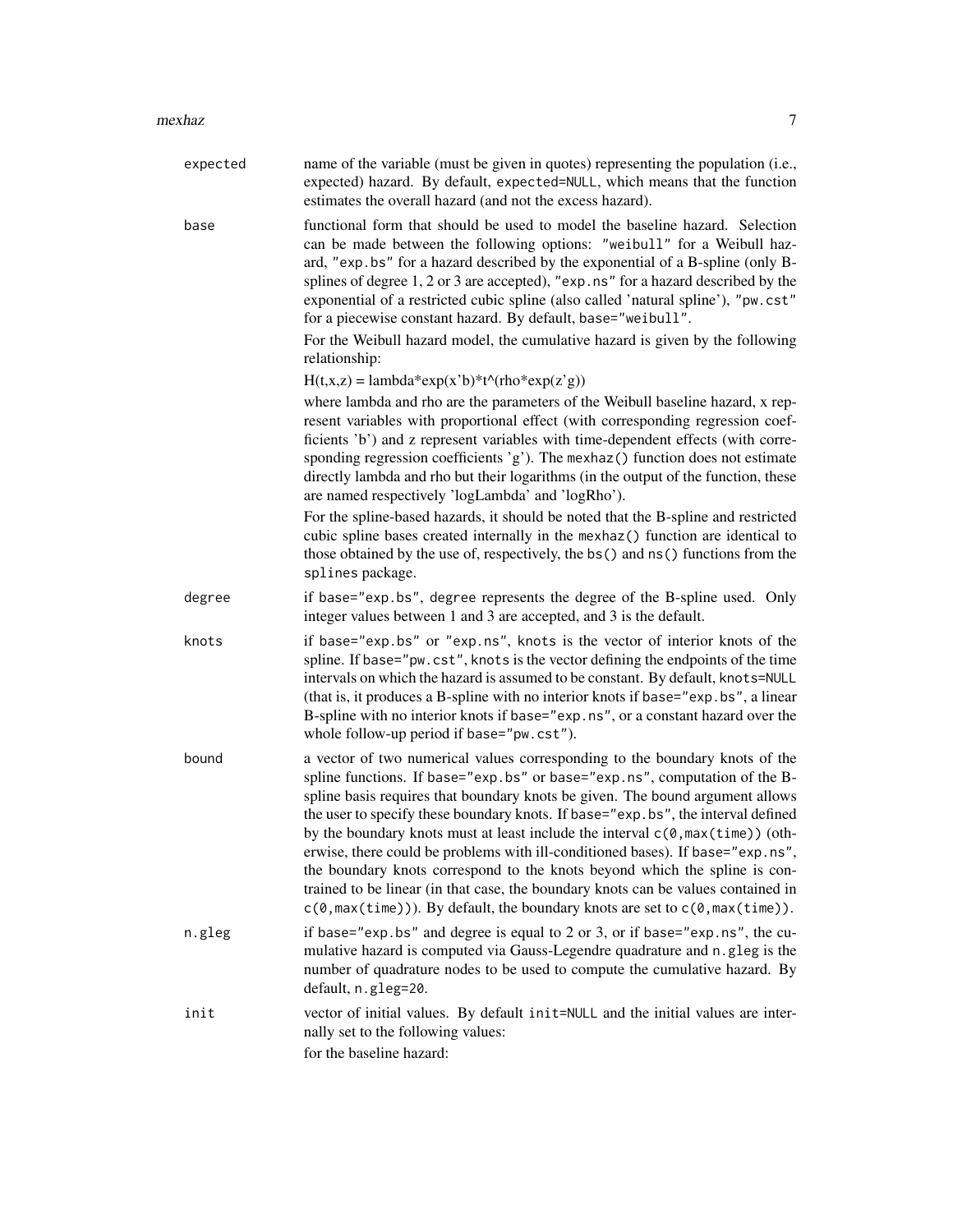`expected`
: name of the variable (must be given in quotes) representing the population (i.e., expected) hazard. By default, `expected=NULL`, which means that the function estimates the overall hazard (and not the excess hazard).

`base`
: functional form that should be used to model the baseline hazard. Selection can be made between the following options: `"weibull"` for a Weibull hazard, `"exp.bs"` for a hazard described by the exponential of a B-spline (only B-splines of degree 1, 2 or 3 are accepted), `"exp.ns"` for a hazard described by the exponential of a restricted cubic spline (also called 'natural spline'), `"pw.cst"` for a piecewise constant hazard. By default, `base="weibull"`.

  For the Weibull hazard model, the cumulative hazard is given by the following relationship:

  H(t,x,z) = lambda*exp(x'b)*t^(rho*exp(z'g))

  where lambda and rho are the parameters of the Weibull baseline hazard, x represent variables with proportional effect (with corresponding regression coefficients 'b') and z represent variables with time-dependent effects (with corresponding regression coefficients 'g'). The `mexhaz()` function does not estimate directly lambda and rho but their logarithms (in the output of the function, these are named respectively 'logLambda' and 'logRho').

  For the spline-based hazards, it should be noted that the B-spline and restricted cubic spline bases created internally in the `mexhaz()` function are identical to those obtained by the use of, respectively, the `bs()` and `ns()` functions from the `splines` package.

`degree`
: if `base="exp.bs"`, `degree` represents the degree of the B-spline used. Only integer values between 1 and 3 are accepted, and 3 is the default.

`knots`
: if `base="exp.bs"` or `"exp.ns"`, `knots` is the vector of interior knots of the spline. If `base="pw.cst"`, `knots` is the vector defining the endpoints of the time intervals on which the hazard is assumed to be constant. By default, `knots=NULL` (that is, it produces a B-spline with no interior knots if `base="exp.bs"`, a linear B-spline with no interior knots if `base="exp.ns"`, or a constant hazard over the whole follow-up period if `base="pw.cst"`).

`bound`
: a vector of two numerical values corresponding to the boundary knots of the spline functions. If `base="exp.bs"` or `base="exp.ns"`, computation of the B-spline basis requires that boundary knots be given. The `bound` argument allows the user to specify these boundary knots. If `base="exp.bs"`, the interval defined by the boundary knots must at least include the interval `c(0,max(time))` (otherwise, there could be problems with ill-conditioned bases). If `base="exp.ns"`, the boundary knots correspond to the knots beyond which the spline is constrained to be linear (in that case, the boundary knots can be values contained in `c(0,max(time))`). By default, the boundary knots are set to `c(0,max(time))`.

`n.gleg`
: if `base="exp.bs"` and `degree` is equal to 2 or 3, or if `base="exp.ns"`, the cumulative hazard is computed via Gauss-Legendre quadrature and `n.gleg` is the number of quadrature nodes to be used to compute the cumulative hazard. By default, `n.gleg=20`.

`init`
: vector of initial values. By default `init=NULL` and the initial values are internally set to the following values:

  for the baseline hazard: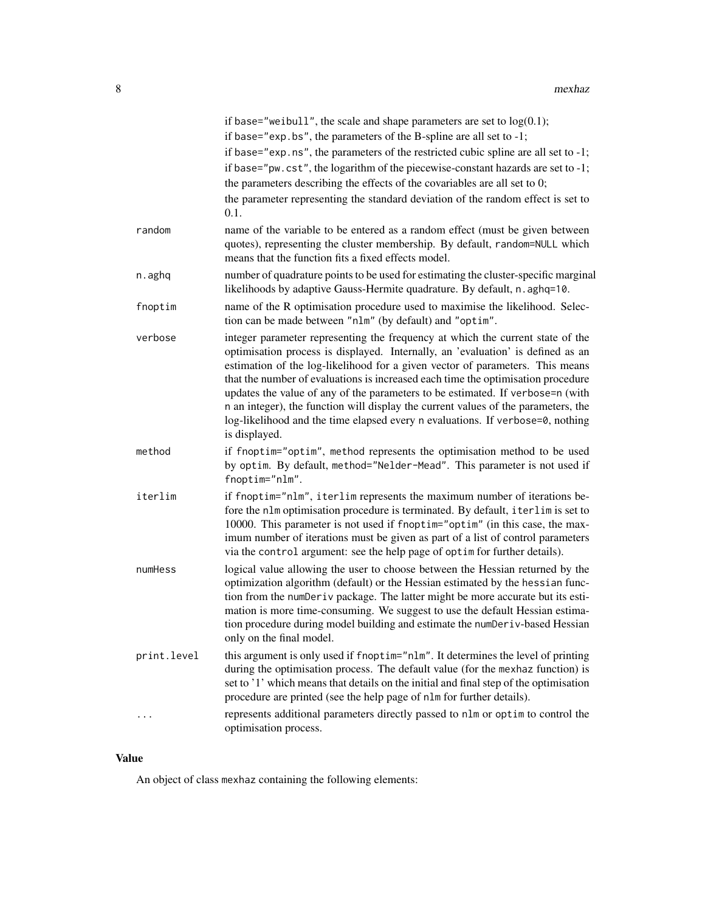if base="weibull", the scale and shape parameters are set to log(0.1);
if base="exp.bs", the parameters of the B-spline are all set to -1;
if base="exp.ns", the parameters of the restricted cubic spline are all set to -1;
if base="pw.cst", the logarithm of the piecewise-constant hazards are set to -1;
the parameters describing the effects of the covariables are all set to 0;
the parameter representing the standard deviation of the random effect is set to 0.1.

`random`
: name of the variable to be entered as a random effect (must be given between quotes), representing the cluster membership. By default, `random=NULL` which means that the function fits a fixed effects model.

`n.aghq`
: number of quadrature points to be used for estimating the cluster-specific marginal likelihoods by adaptive Gauss-Hermite quadrature. By default, `n.aghq=10`.

`fnoptim`
: name of the R optimisation procedure used to maximise the likelihood. Selection can be made between "nlm" (by default) and "optim".

`verbose`
: integer parameter representing the frequency at which the current state of the optimisation process is displayed. Internally, an 'evaluation' is defined as an estimation of the log-likelihood for a given vector of parameters. This means that the number of evaluations is increased each time the optimisation procedure updates the value of any of the parameters to be estimated. If `verbose=n` (with `n` an integer), the function will display the current values of the parameters, the log-likelihood and the time elapsed every `n` evaluations. If `verbose=0`, nothing is displayed.

`method`
: if `fnoptim="optim"`, `method` represents the optimisation method to be used by `optim`. By default, `method="Nelder-Mead"`. This parameter is not used if `fnoptim="nlm"`.

`iterlim`
: if `fnoptim="nlm"`, `iterlim` represents the maximum number of iterations before the `nlm` optimisation procedure is terminated. By default, `iterlim` is set to 10000. This parameter is not used if `fnoptim="optim"` (in this case, the maximum number of iterations must be given as part of a list of control parameters via the `control` argument: see the help page of `optim` for further details).

`numHess`
: logical value allowing the user to choose between the Hessian returned by the optimization algorithm (default) or the Hessian estimated by the `hessian` function from the `numDeriv` package. The latter might be more accurate but its estimation is more time-consuming. We suggest to use the default Hessian estimation procedure during model building and estimate the `numDeriv`-based Hessian only on the final model.

`print.level`
: this argument is only used if `fnoptim="nlm"`. It determines the level of printing during the optimisation process. The default value (for the `mexhaz` function) is set to '1' which means that details on the initial and final step of the optimisation procedure are printed (see the help page of `nlm` for further details).

`...`
: represents additional parameters directly passed to `nlm` or `optim` to control the optimisation process.

## Value

An object of class `mexhaz` containing the following elements: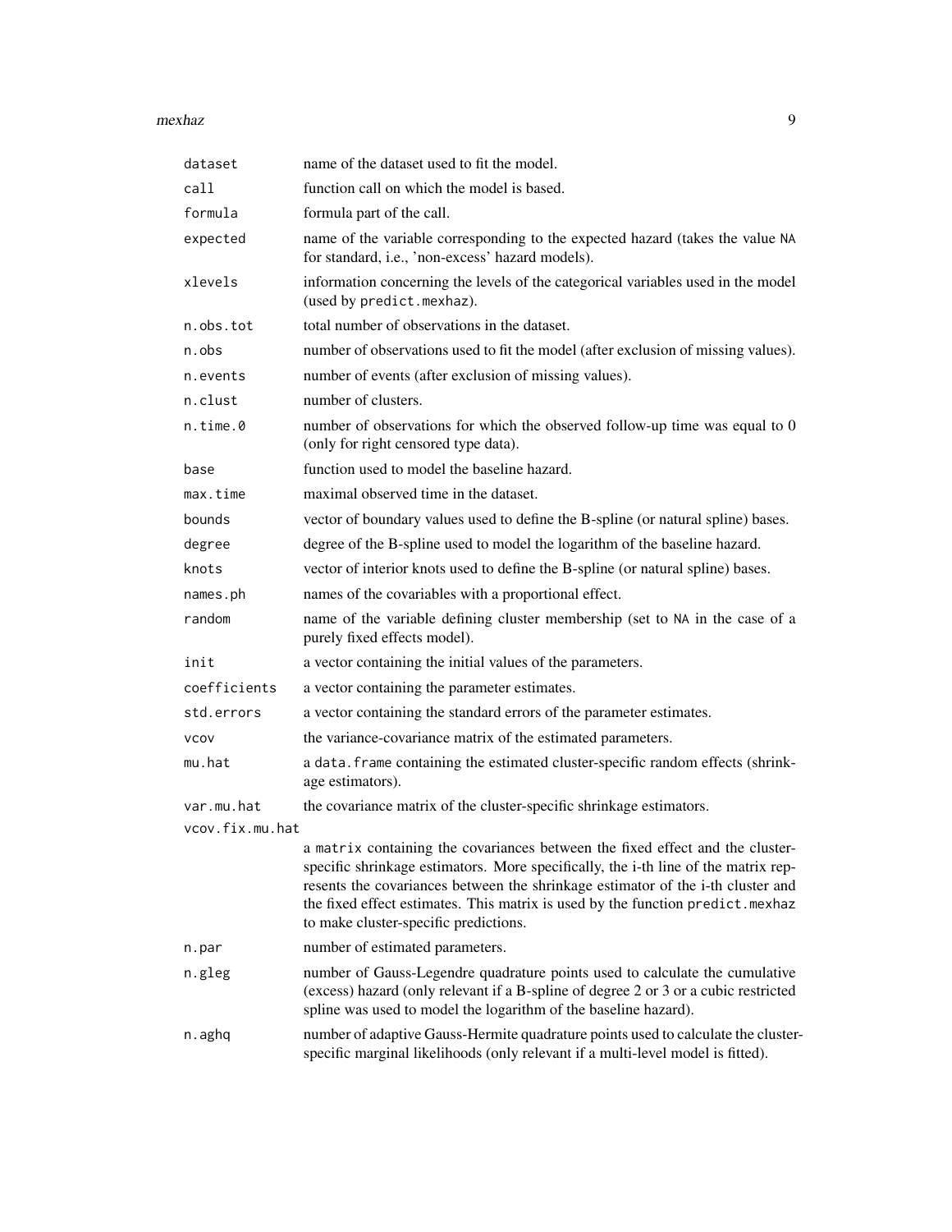| | |
|---|---|
| `dataset` | name of the dataset used to fit the model. |
| `call` | function call on which the model is based. |
| `formula` | formula part of the call. |
| `expected` | name of the variable corresponding to the expected hazard (takes the value `NA` for standard, i.e., 'non-excess' hazard models). |
| `xlevels` | information concerning the levels of the categorical variables used in the model (used by `predict.mexhaz`). |
| `n.obs.tot` | total number of observations in the dataset. |
| `n.obs` | number of observations used to fit the model (after exclusion of missing values). |
| `n.events` | number of events (after exclusion of missing values). |
| `n.clust` | number of clusters. |
| `n.time.0` | number of observations for which the observed follow-up time was equal to 0 (only for right censored type data). |
| `base` | function used to model the baseline hazard. |
| `max.time` | maximal observed time in the dataset. |
| `bounds` | vector of boundary values used to define the B-spline (or natural spline) bases. |
| `degree` | degree of the B-spline used to model the logarithm of the baseline hazard. |
| `knots` | vector of interior knots used to define the B-spline (or natural spline) bases. |
| `names.ph` | names of the covariables with a proportional effect. |
| `random` | name of the variable defining cluster membership (set to `NA` in the case of a purely fixed effects model). |
| `init` | a vector containing the initial values of the parameters. |
| `coefficients` | a vector containing the parameter estimates. |
| `std.errors` | a vector containing the standard errors of the parameter estimates. |
| `vcov` | the variance-covariance matrix of the estimated parameters. |
| `mu.hat` | a `data.frame` containing the estimated cluster-specific random effects (shrinkage estimators). |
| `var.mu.hat` | the covariance matrix of the cluster-specific shrinkage estimators. |
| `vcov.fix.mu.hat` | a `matrix` containing the covariances between the fixed effect and the cluster-specific shrinkage estimators. More specifically, the i-th line of the matrix represents the covariances between the shrinkage estimator of the i-th cluster and the fixed effect estimates. This matrix is used by the function `predict.mexhaz` to make cluster-specific predictions. |
| `n.par` | number of estimated parameters. |
| `n.gleg` | number of Gauss-Legendre quadrature points used to calculate the cumulative (excess) hazard (only relevant if a B-spline of degree 2 or 3 or a cubic restricted spline was used to model the logarithm of the baseline hazard). |
| `n.aghq` | number of adaptive Gauss-Hermite quadrature points used to calculate the cluster-specific marginal likelihoods (only relevant if a multi-level model is fitted). |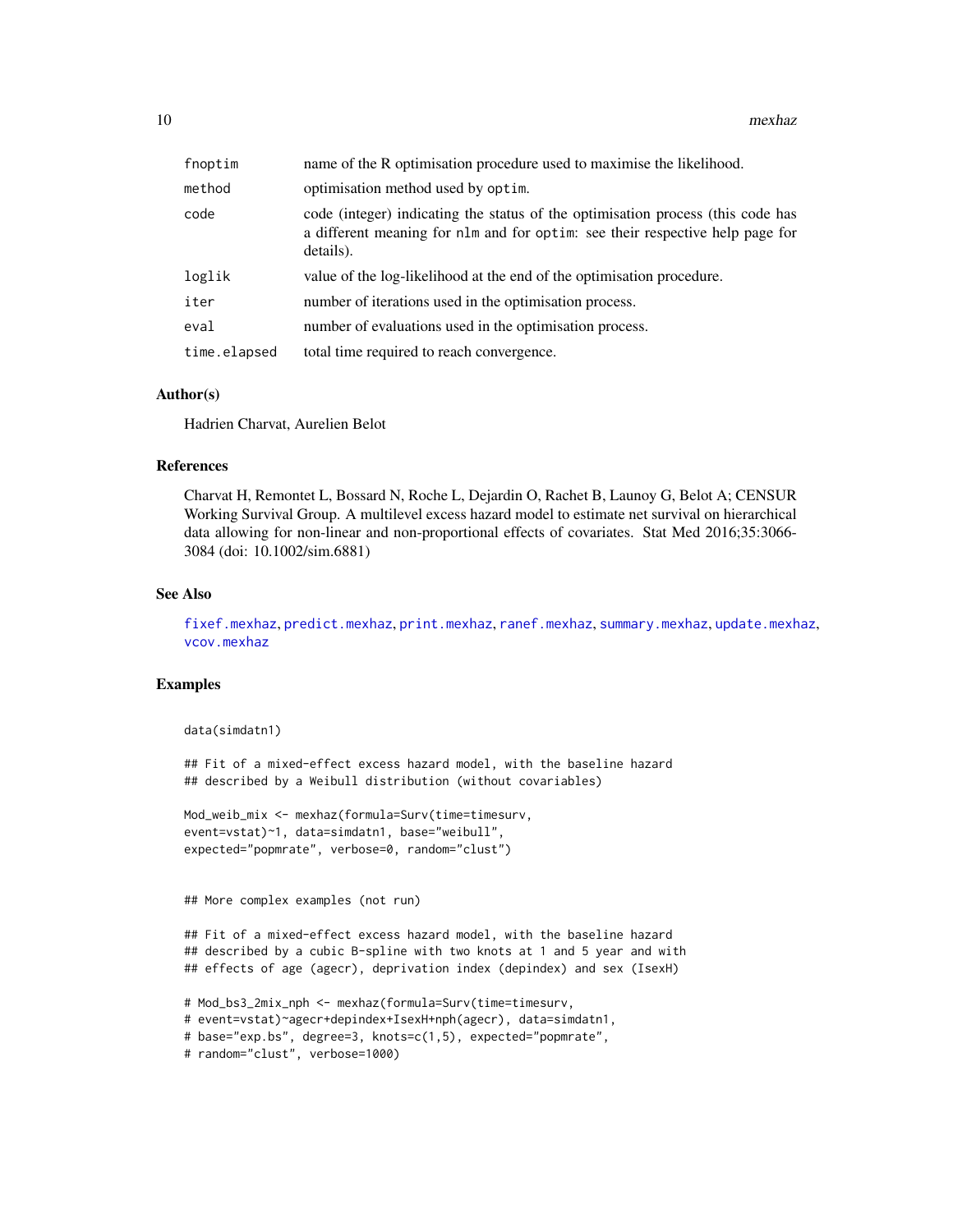| | |
|---|---|
| fnoptim | name of the R optimisation procedure used to maximise the likelihood. |
| method | optimisation method used by optim. |
| code | code (integer) indicating the status of the optimisation process (this code has a different meaning for nlm and for optim: see their respective help page for details). |
| loglik | value of the log-likelihood at the end of the optimisation procedure. |
| iter | number of iterations used in the optimisation process. |
| eval | number of evaluations used in the optimisation process. |
| time.elapsed | total time required to reach convergence. |

## Author(s)

Hadrien Charvat, Aurelien Belot

## References

Charvat H, Remontet L, Bossard N, Roche L, Dejardin O, Rachet B, Launoy G, Belot A; CENSUR Working Survival Group. A multilevel excess hazard model to estimate net survival on hierarchical data allowing for non-linear and non-proportional effects of covariates. Stat Med 2016;35:3066-3084 (doi: 10.1002/sim.6881)

## See Also

fixef.mexhaz, predict.mexhaz, print.mexhaz, ranef.mexhaz, summary.mexhaz, update.mexhaz, vcov.mexhaz

## Examples

```
data(simdatn1)

## Fit of a mixed-effect excess hazard model, with the baseline hazard
## described by a Weibull distribution (without covariables)

Mod_weib_mix <- mexhaz(formula=Surv(time=timesurv,
event=vstat)~1, data=simdatn1, base="weibull",
expected="popmrate", verbose=0, random="clust")


## More complex examples (not run)

## Fit of a mixed-effect excess hazard model, with the baseline hazard
## described by a cubic B-spline with two knots at 1 and 5 year and with
## effects of age (agecr), deprivation index (depindex) and sex (IsexH)

# Mod_bs3_2mix_nph <- mexhaz(formula=Surv(time=timesurv,
# event=vstat)~agecr+depindex+IsexH+nph(agecr), data=simdatn1,
# base="exp.bs", degree=3, knots=c(1,5), expected="popmrate",
# random="clust", verbose=1000)
```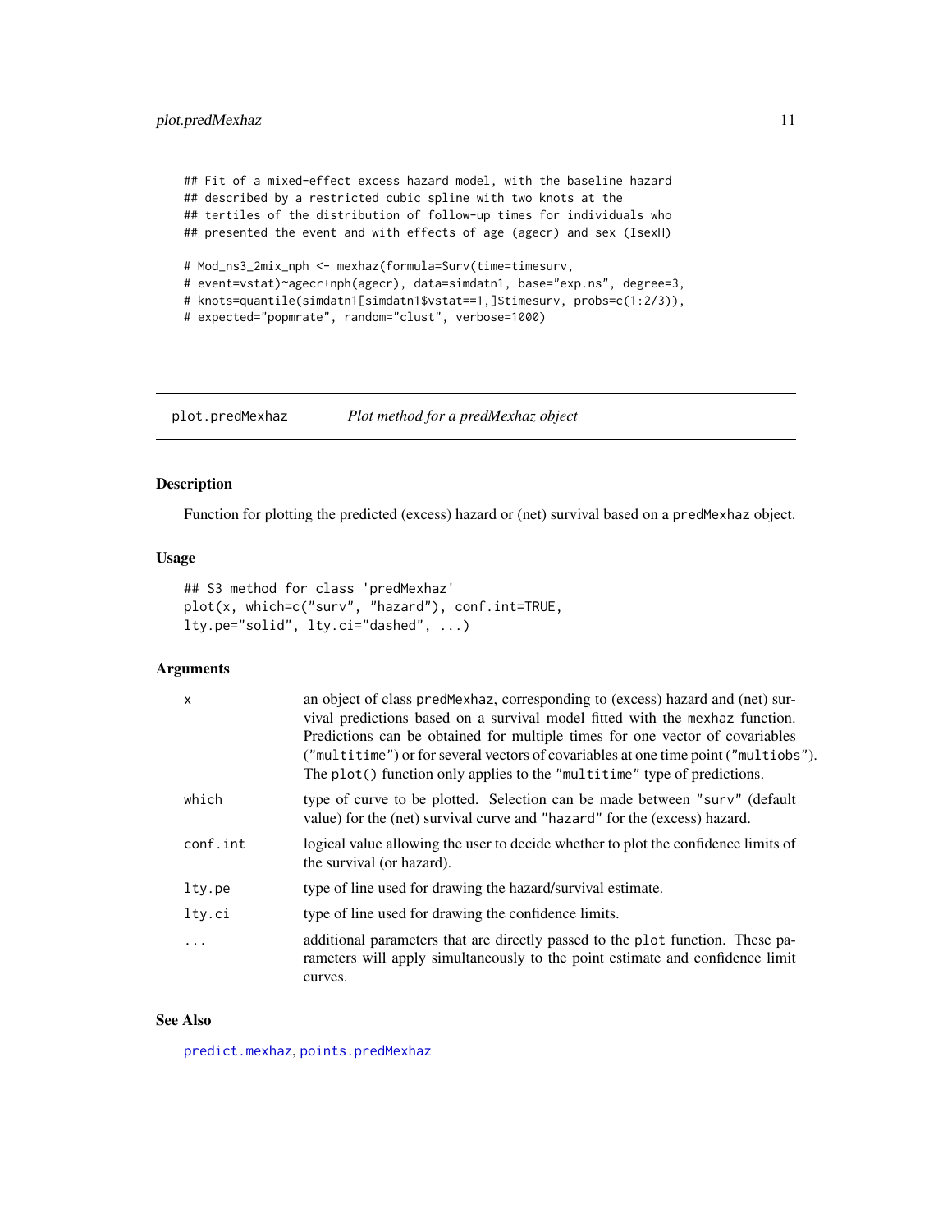```
## Fit of a mixed-effect excess hazard model, with the baseline hazard
## described by a restricted cubic spline with two knots at the
## tertiles of the distribution of follow-up times for individuals who
## presented the event and with effects of age (agecr) and sex (IsexH)

# Mod_ns3_2mix_nph <- mexhaz(formula=Surv(time=timesurv,
# event=vstat)~agecr+nph(agecr), data=simdatn1, base="exp.ns", degree=3,
# knots=quantile(simdatn1[simdatn1$vstat==1,]$timesurv, probs=c(1:2/3)),
# expected="popmrate", random="clust", verbose=1000)
```

---

# plot.predMexhaz *Plot method for a predMexhaz object*

---

## Description

Function for plotting the predicted (excess) hazard or (net) survival based on a `predMexhaz` object.

## Usage

```
## S3 method for class 'predMexhaz'
plot(x, which=c("surv", "hazard"), conf.int=TRUE,
lty.pe="solid", lty.ci="dashed", ...)
```

## Arguments

| | |
|---|---|
| `x` | an object of class `predMexhaz`, corresponding to (excess) hazard and (net) survival predictions based on a survival model fitted with the `mexhaz` function. Predictions can be obtained for multiple times for one vector of covariables (`"multitime"`) or for several vectors of covariables at one time point (`"multiobs"`). The `plot()` function only applies to the `"multitime"` type of predictions. |
| `which` | type of curve to be plotted. Selection can be made between `"surv"` (default value) for the (net) survival curve and `"hazard"` for the (excess) hazard. |
| `conf.int` | logical value allowing the user to decide whether to plot the confidence limits of the survival (or hazard). |
| `lty.pe` | type of line used for drawing the hazard/survival estimate. |
| `lty.ci` | type of line used for drawing the confidence limits. |
| `...` | additional parameters that are directly passed to the `plot` function. These parameters will apply simultaneously to the point estimate and confidence limit curves. |

## See Also

`predict.mexhaz`, `points.predMexhaz`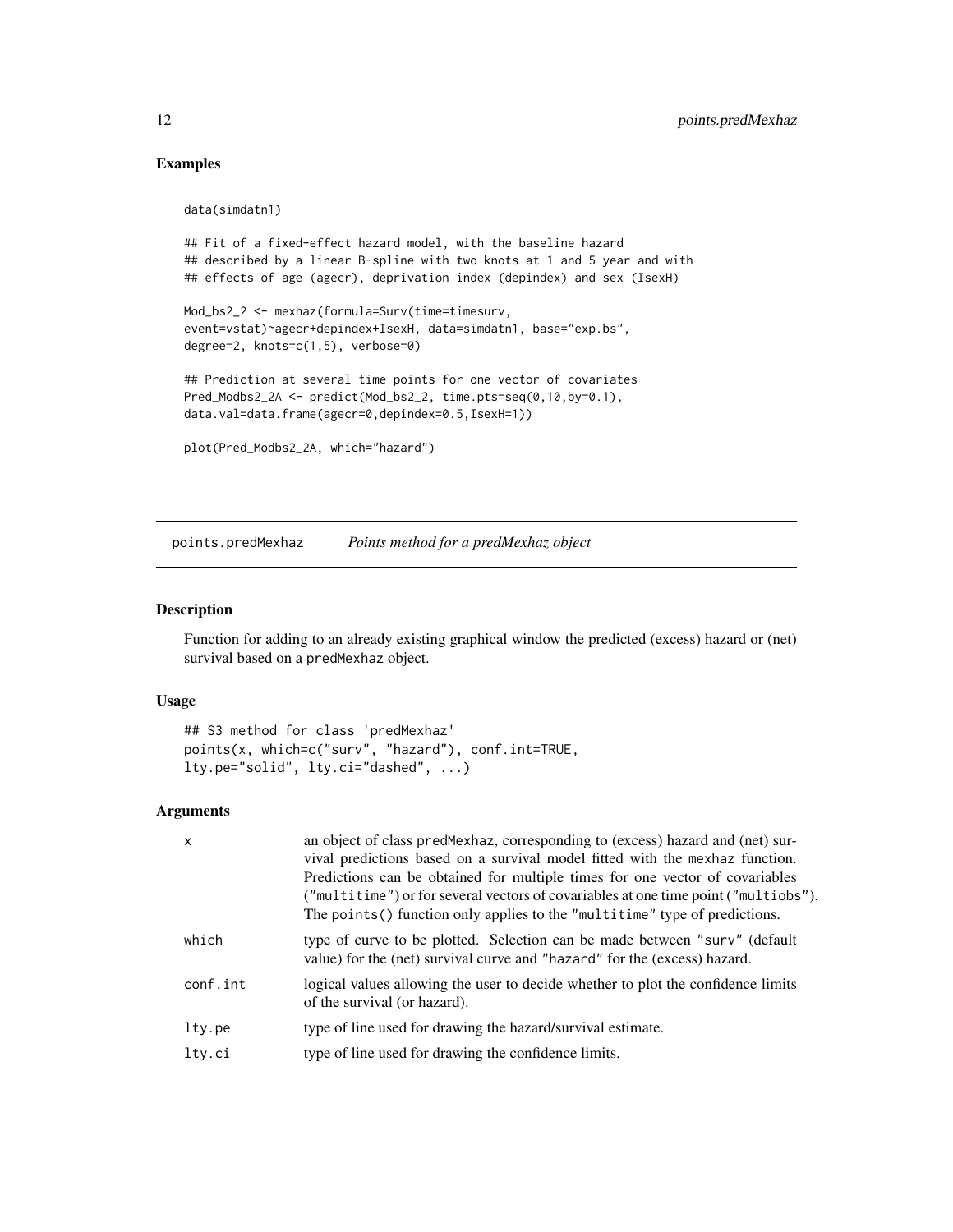## Examples

```
data(simdatn1)

## Fit of a fixed-effect hazard model, with the baseline hazard
## described by a linear B-spline with two knots at 1 and 5 year and with
## effects of age (agecr), deprivation index (depindex) and sex (IsexH)

Mod_bs2_2 <- mexhaz(formula=Surv(time=timesurv,
event=vstat)~agecr+depindex+IsexH, data=simdatn1, base="exp.bs",
degree=2, knots=c(1,5), verbose=0)

## Prediction at several time points for one vector of covariates
Pred_Modbs2_2A <- predict(Mod_bs2_2, time.pts=seq(0,10,by=0.1),
data.val=data.frame(agecr=0,depindex=0.5,IsexH=1))

plot(Pred_Modbs2_2A, which="hazard")
```

---

# points.predMexhaz &nbsp;&nbsp;&nbsp; *Points method for a predMexhaz object*

---

## Description

Function for adding to an already existing graphical window the predicted (excess) hazard or (net) survival based on a predMexhaz object.

## Usage

```
## S3 method for class 'predMexhaz'
points(x, which=c("surv", "hazard"), conf.int=TRUE,
lty.pe="solid", lty.ci="dashed", ...)
```

## Arguments

| | |
|---|---|
| x | an object of class predMexhaz, corresponding to (excess) hazard and (net) survival predictions based on a survival model fitted with the mexhaz function. Predictions can be obtained for multiple times for one vector of covariables ("multitime") or for several vectors of covariables at one time point ("multiobs"). The points() function only applies to the "multitime" type of predictions. |
| which | type of curve to be plotted. Selection can be made between "surv" (default value) for the (net) survival curve and "hazard" for the (excess) hazard. |
| conf.int | logical values allowing the user to decide whether to plot the confidence limits of the survival (or hazard). |
| lty.pe | type of line used for drawing the hazard/survival estimate. |
| lty.ci | type of line used for drawing the confidence limits. |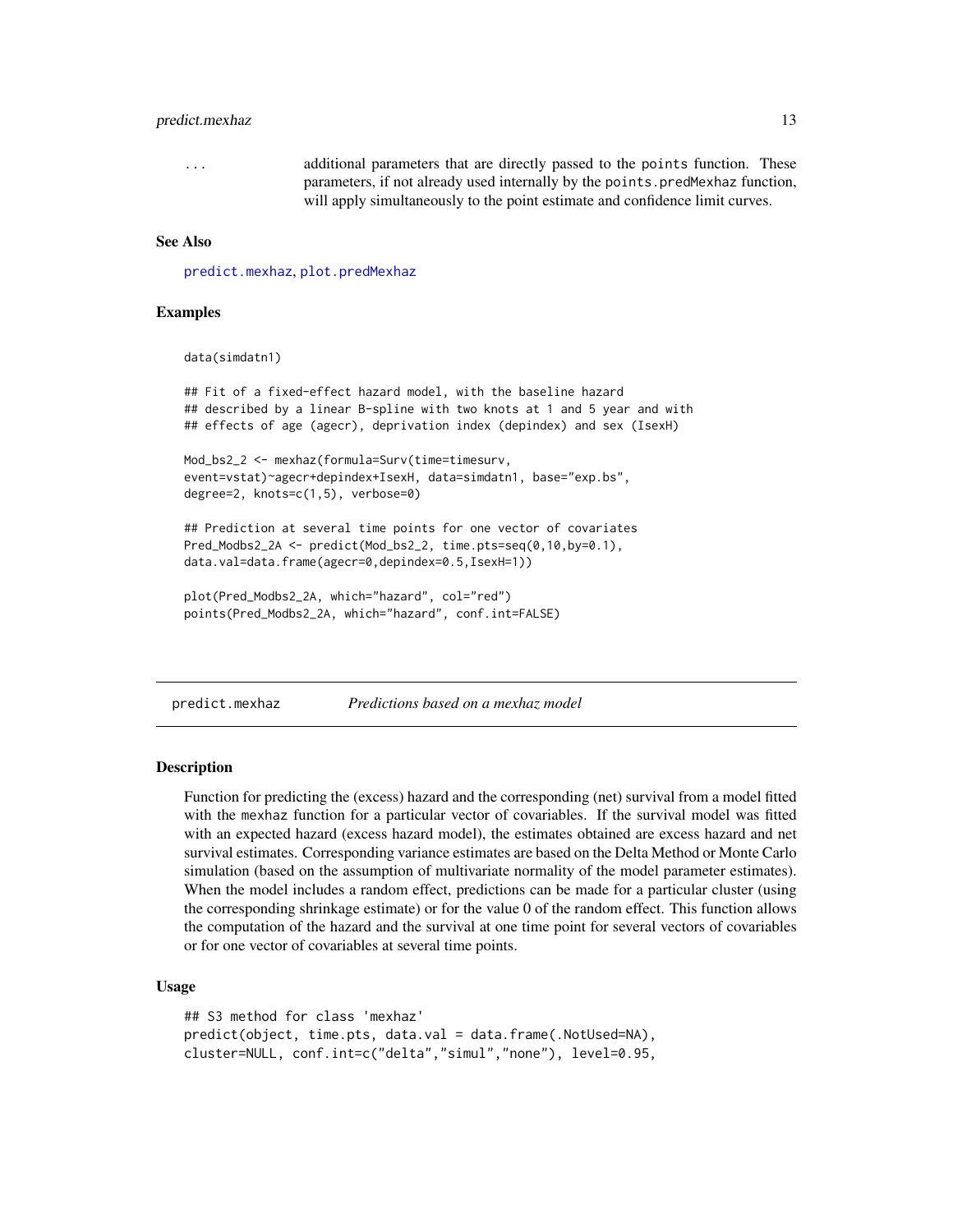| | |
|---|---|
| ... | additional parameters that are directly passed to the points function. These parameters, if not already used internally by the points.predMexhaz function, will apply simultaneously to the point estimate and confidence limit curves. |

### See Also

predict.mexhaz, plot.predMexhaz

### Examples

```
data(simdatn1)

## Fit of a fixed-effect hazard model, with the baseline hazard
## described by a linear B-spline with two knots at 1 and 5 year and with
## effects of age (agecr), deprivation index (depindex) and sex (IsexH)

Mod_bs2_2 <- mexhaz(formula=Surv(time=timesurv,
event=vstat)~agecr+depindex+IsexH, data=simdatn1, base="exp.bs",
degree=2, knots=c(1,5), verbose=0)

## Prediction at several time points for one vector of covariates
Pred_Modbs2_2A <- predict(Mod_bs2_2, time.pts=seq(0,10,by=0.1),
data.val=data.frame(agecr=0,depindex=0.5,IsexH=1))

plot(Pred_Modbs2_2A, which="hazard", col="red")
points(Pred_Modbs2_2A, which="hazard", conf.int=FALSE)
```

---

## predict.mexhaz &nbsp;&nbsp;&nbsp;&nbsp; *Predictions based on a mexhaz model*

### Description

Function for predicting the (excess) hazard and the corresponding (net) survival from a model fitted with the mexhaz function for a particular vector of covariables. If the survival model was fitted with an expected hazard (excess hazard model), the estimates obtained are excess hazard and net survival estimates. Corresponding variance estimates are based on the Delta Method or Monte Carlo simulation (based on the assumption of multivariate normality of the model parameter estimates). When the model includes a random effect, predictions can be made for a particular cluster (using the corresponding shrinkage estimate) or for the value 0 of the random effect. This function allows the computation of the hazard and the survival at one time point for several vectors of covariables or for one vector of covariables at several time points.

### Usage

```
## S3 method for class 'mexhaz'
predict(object, time.pts, data.val = data.frame(.NotUsed=NA),
cluster=NULL, conf.int=c("delta","simul","none"), level=0.95,
```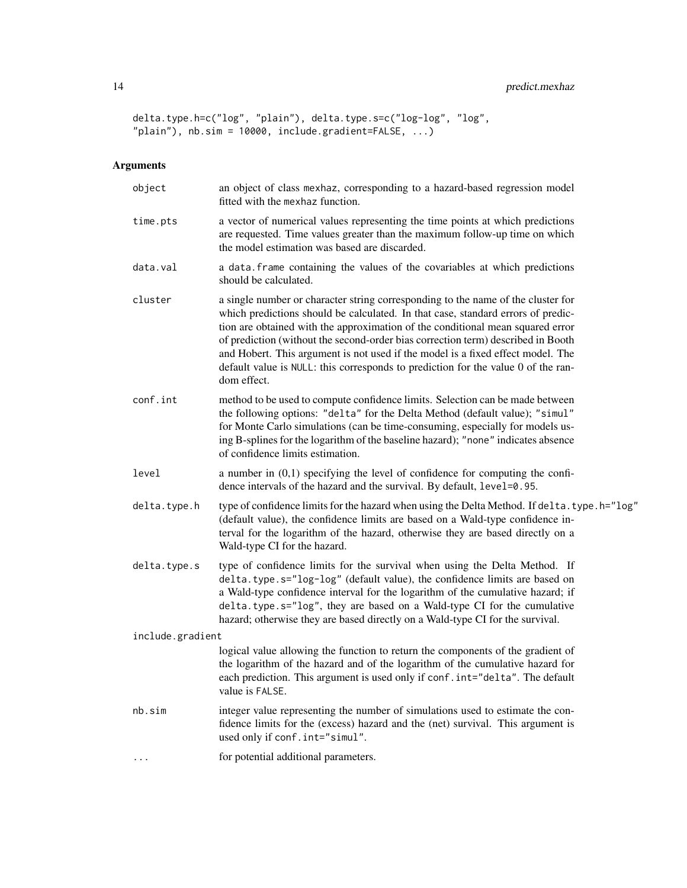```
delta.type.h=c("log", "plain"), delta.type.s=c("log-log", "log",
"plain"), nb.sim = 10000, include.gradient=FALSE, ...)
```

## Arguments

`object`
: an object of class `mexhaz`, corresponding to a hazard-based regression model fitted with the `mexhaz` function.

`time.pts`
: a vector of numerical values representing the time points at which predictions are requested. Time values greater than the maximum follow-up time on which the model estimation was based are discarded.

`data.val`
: a `data.frame` containing the values of the covariables at which predictions should be calculated.

`cluster`
: a single number or character string corresponding to the name of the cluster for which predictions should be calculated. In that case, standard errors of prediction are obtained with the approximation of the conditional mean squared error of prediction (without the second-order bias correction term) described in Booth and Hobert. This argument is not used if the model is a fixed effect model. The default value is `NULL`: this corresponds to prediction for the value 0 of the random effect.

`conf.int`
: method to be used to compute confidence limits. Selection can be made between the following options: `"delta"` for the Delta Method (default value); `"simul"` for Monte Carlo simulations (can be time-consuming, especially for models using B-splines for the logarithm of the baseline hazard); `"none"` indicates absence of confidence limits estimation.

`level`
: a number in (0,1) specifying the level of confidence for computing the confidence intervals of the hazard and the survival. By default, `level=0.95`.

`delta.type.h`
: type of confidence limits for the hazard when using the Delta Method. If `delta.type.h="log"` (default value), the confidence limits are based on a Wald-type confidence interval for the logarithm of the hazard, otherwise they are based directly on a Wald-type CI for the hazard.

`delta.type.s`
: type of confidence limits for the survival when using the Delta Method. If `delta.type.s="log-log"` (default value), the confidence limits are based on a Wald-type confidence interval for the logarithm of the cumulative hazard; if `delta.type.s="log"`, they are based on a Wald-type CI for the cumulative hazard; otherwise they are based directly on a Wald-type CI for the survival.

`include.gradient`
: logical value allowing the function to return the components of the gradient of the logarithm of the hazard and of the logarithm of the cumulative hazard for each prediction. This argument is used only if `conf.int="delta"`. The default value is `FALSE`.

`nb.sim`
: integer value representing the number of simulations used to estimate the confidence limits for the (excess) hazard and the (net) survival. This argument is used only if `conf.int="simul"`.

`...`
: for potential additional parameters.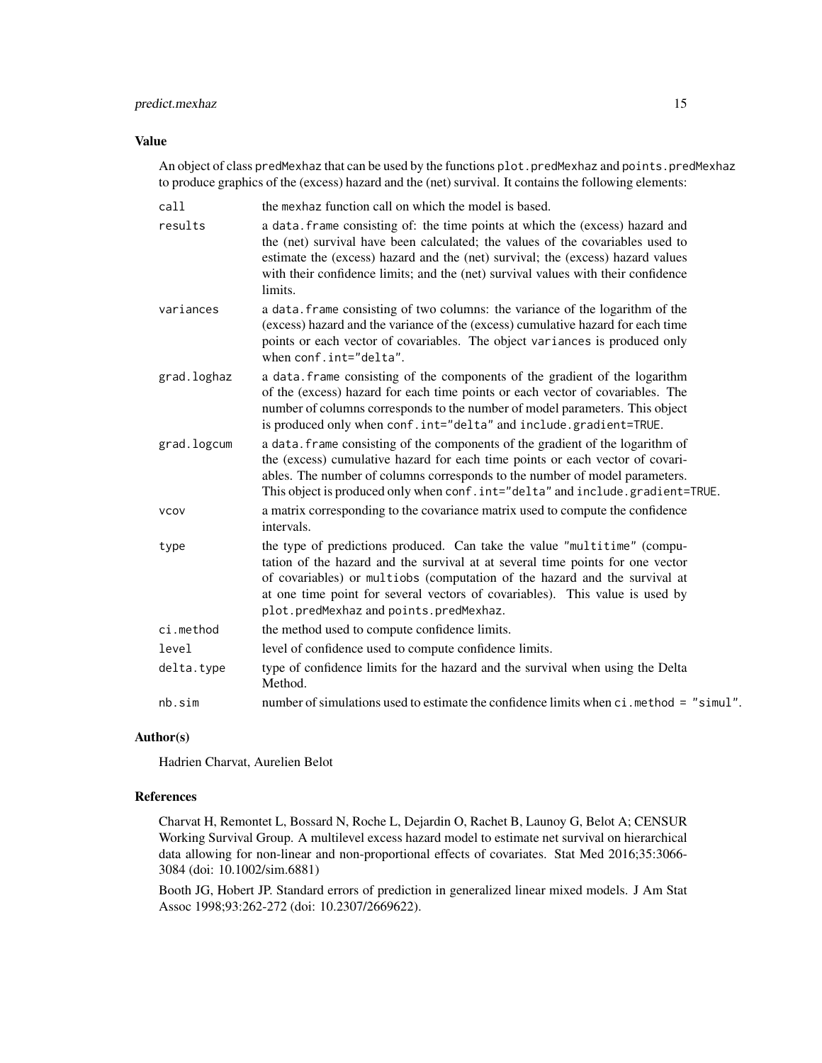## Value

An object of class `predMexhaz` that can be used by the functions `plot.predMexhaz` and `points.predMexhaz` to produce graphics of the (excess) hazard and the (net) survival. It contains the following elements:

- **call**: the `mexhaz` function call on which the model is based.
- **results**: a `data.frame` consisting of: the time points at which the (excess) hazard and the (net) survival have been calculated; the values of the covariables used to estimate the (excess) hazard and the (net) survival; the (excess) hazard values with their confidence limits; and the (net) survival values with their confidence limits.
- **variances**: a `data.frame` consisting of two columns: the variance of the logarithm of the (excess) hazard and the variance of the (excess) cumulative hazard for each time points or each vector of covariables. The object `variances` is produced only when `conf.int="delta"`.
- **grad.loghaz**: a `data.frame` consisting of the components of the gradient of the logarithm of the (excess) hazard for each time points or each vector of covariables. The number of columns corresponds to the number of model parameters. This object is produced only when `conf.int="delta"` and `include.gradient=TRUE`.
- **grad.logcum**: a `data.frame` consisting of the components of the gradient of the logarithm of the (excess) cumulative hazard for each time points or each vector of covariables. The number of columns corresponds to the number of model parameters. This object is produced only when `conf.int="delta"` and `include.gradient=TRUE`.
- **vcov**: a matrix corresponding to the covariance matrix used to compute the confidence intervals.
- **type**: the type of predictions produced. Can take the value `"multitime"` (computation of the hazard and the survival at at several time points for one vector of covariables) or `multiobs` (computation of the hazard and the survival at at one time point for several vectors of covariables). This value is used by `plot.predMexhaz` and `points.predMexhaz`.
- **ci.method**: the method used to compute confidence limits.
- **level**: level of confidence used to compute confidence limits.
- **delta.type**: type of confidence limits for the hazard and the survival when using the Delta Method.
- **nb.sim**: number of simulations used to estimate the confidence limits when `ci.method = "simul"`.

## Author(s)

Hadrien Charvat, Aurelien Belot

## References

Charvat H, Remontet L, Bossard N, Roche L, Dejardin O, Rachet B, Launoy G, Belot A; CENSUR Working Survival Group. A multilevel excess hazard model to estimate net survival on hierarchical data allowing for non-linear and non-proportional effects of covariates. Stat Med 2016;35:3066-3084 (doi: 10.1002/sim.6881)

Booth JG, Hobert JP. Standard errors of prediction in generalized linear mixed models. J Am Stat Assoc 1998;93:262-272 (doi: 10.2307/2669622).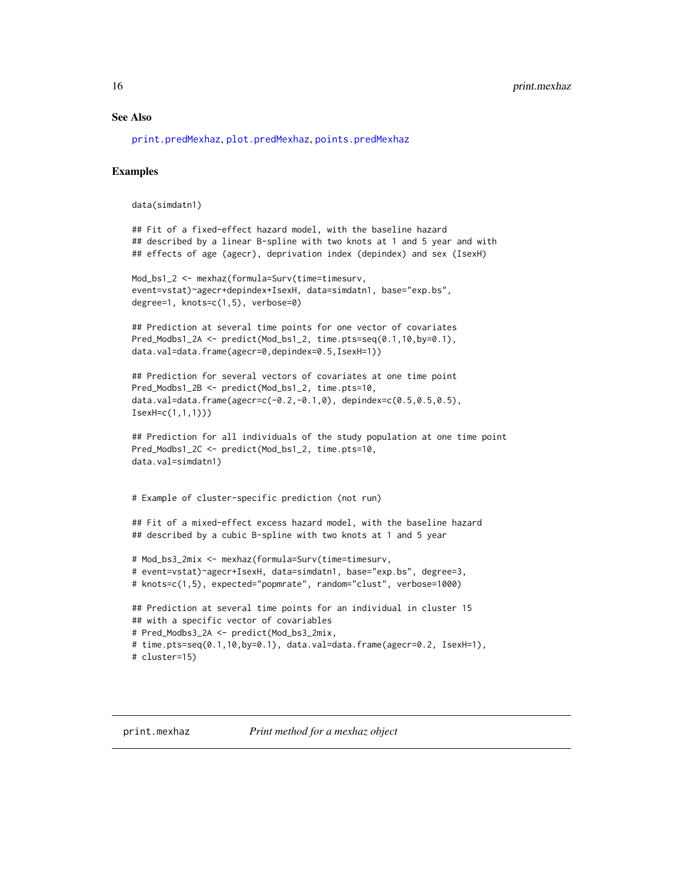## See Also

print.predMexhaz, plot.predMexhaz, points.predMexhaz

## Examples

```
data(simdatn1)

## Fit of a fixed-effect hazard model, with the baseline hazard
## described by a linear B-spline with two knots at 1 and 5 year and with
## effects of age (agecr), deprivation index (depindex) and sex (IsexH)

Mod_bs1_2 <- mexhaz(formula=Surv(time=timesurv,
event=vstat)~agecr+depindex+IsexH, data=simdatn1, base="exp.bs",
degree=1, knots=c(1,5), verbose=0)

## Prediction at several time points for one vector of covariates
Pred_Modbs1_2A <- predict(Mod_bs1_2, time.pts=seq(0.1,10,by=0.1),
data.val=data.frame(agecr=0,depindex=0.5,IsexH=1))

## Prediction for several vectors of covariates at one time point
Pred_Modbs1_2B <- predict(Mod_bs1_2, time.pts=10,
data.val=data.frame(agecr=c(-0.2,-0.1,0), depindex=c(0.5,0.5,0.5),
IsexH=c(1,1,1)))

## Prediction for all individuals of the study population at one time point
Pred_Modbs1_2C <- predict(Mod_bs1_2, time.pts=10,
data.val=simdatn1)


# Example of cluster-specific prediction (not run)

## Fit of a mixed-effect excess hazard model, with the baseline hazard
## described by a cubic B-spline with two knots at 1 and 5 year

# Mod_bs3_2mix <- mexhaz(formula=Surv(time=timesurv,
# event=vstat)~agecr+IsexH, data=simdatn1, base="exp.bs", degree=3,
# knots=c(1,5), expected="popmrate", random="clust", verbose=1000)

## Prediction at several time points for an individual in cluster 15
## with a specific vector of covariables
# Pred_Modbs3_2A <- predict(Mod_bs3_2mix,
# time.pts=seq(0.1,10,by=0.1), data.val=data.frame(agecr=0.2, IsexH=1),
# cluster=15)
```

---

print.mexhaz &nbsp;&nbsp;&nbsp;&nbsp; *Print method for a mexhaz object*

---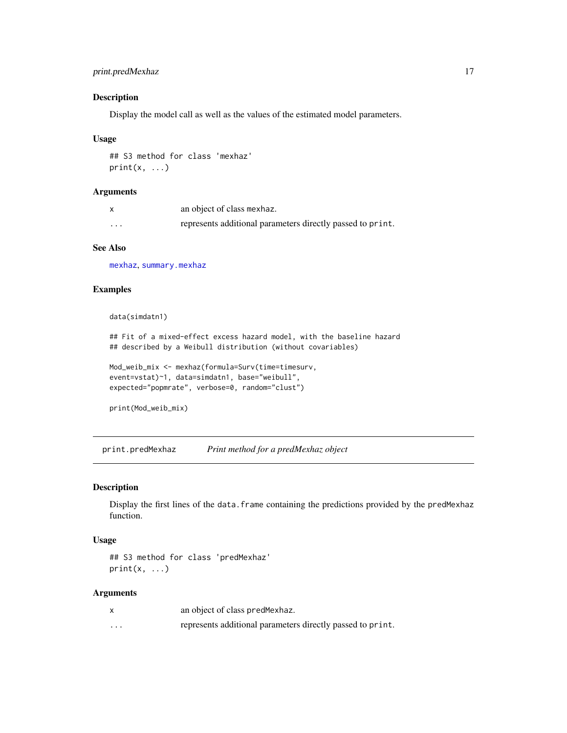### Description

Display the model call as well as the values of the estimated model parameters.

### Usage

```
## S3 method for class 'mexhaz'
print(x, ...)
```

### Arguments

| | |
|---|---|
| x | an object of class mexhaz. |
| ... | represents additional parameters directly passed to print. |

### See Also

mexhaz, summary.mexhaz

### Examples

```
data(simdatn1)

## Fit of a mixed-effect excess hazard model, with the baseline hazard
## described by a Weibull distribution (without covariables)

Mod_weib_mix <- mexhaz(formula=Surv(time=timesurv,
event=vstat)~1, data=simdatn1, base="weibull",
expected="popmrate", verbose=0, random="clust")

print(Mod_weib_mix)
```

---

## print.predMexhaz    *Print method for a predMexhaz object*

### Description

Display the first lines of the data.frame containing the predictions provided by the predMexhaz function.

### Usage

```
## S3 method for class 'predMexhaz'
print(x, ...)
```

### Arguments

| | |
|---|---|
| x | an object of class predMexhaz. |
| ... | represents additional parameters directly passed to print. |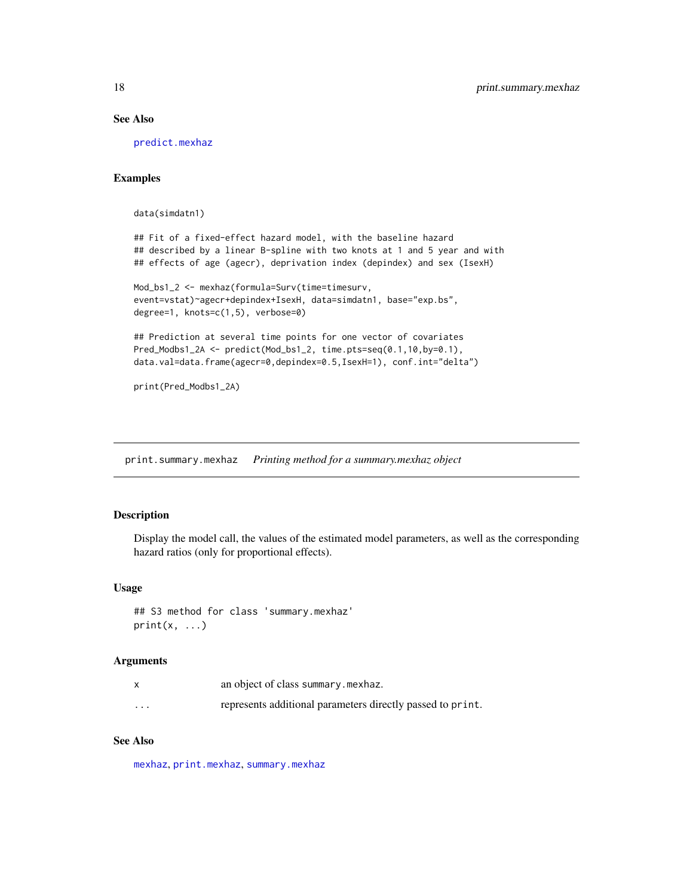### See Also

predict.mexhaz

### Examples

```
data(simdatn1)

## Fit of a fixed-effect hazard model, with the baseline hazard
## described by a linear B-spline with two knots at 1 and 5 year and with
## effects of age (agecr), deprivation index (depindex) and sex (IsexH)

Mod_bs1_2 <- mexhaz(formula=Surv(time=timesurv,
event=vstat)~agecr+depindex+IsexH, data=simdatn1, base="exp.bs",
degree=1, knots=c(1,5), verbose=0)

## Prediction at several time points for one vector of covariates
Pred_Modbs1_2A <- predict(Mod_bs1_2, time.pts=seq(0.1,10,by=0.1),
data.val=data.frame(agecr=0,depindex=0.5,IsexH=1), conf.int="delta")

print(Pred_Modbs1_2A)
```

---

## print.summary.mexhaz *Printing method for a summary.mexhaz object*

### Description

Display the model call, the values of the estimated model parameters, as well as the corresponding hazard ratios (only for proportional effects).

### Usage

```
## S3 method for class 'summary.mexhaz'
print(x, ...)
```

### Arguments

| | |
|---|---|
| x | an object of class summary.mexhaz. |
| ... | represents additional parameters directly passed to print. |

### See Also

mexhaz, print.mexhaz, summary.mexhaz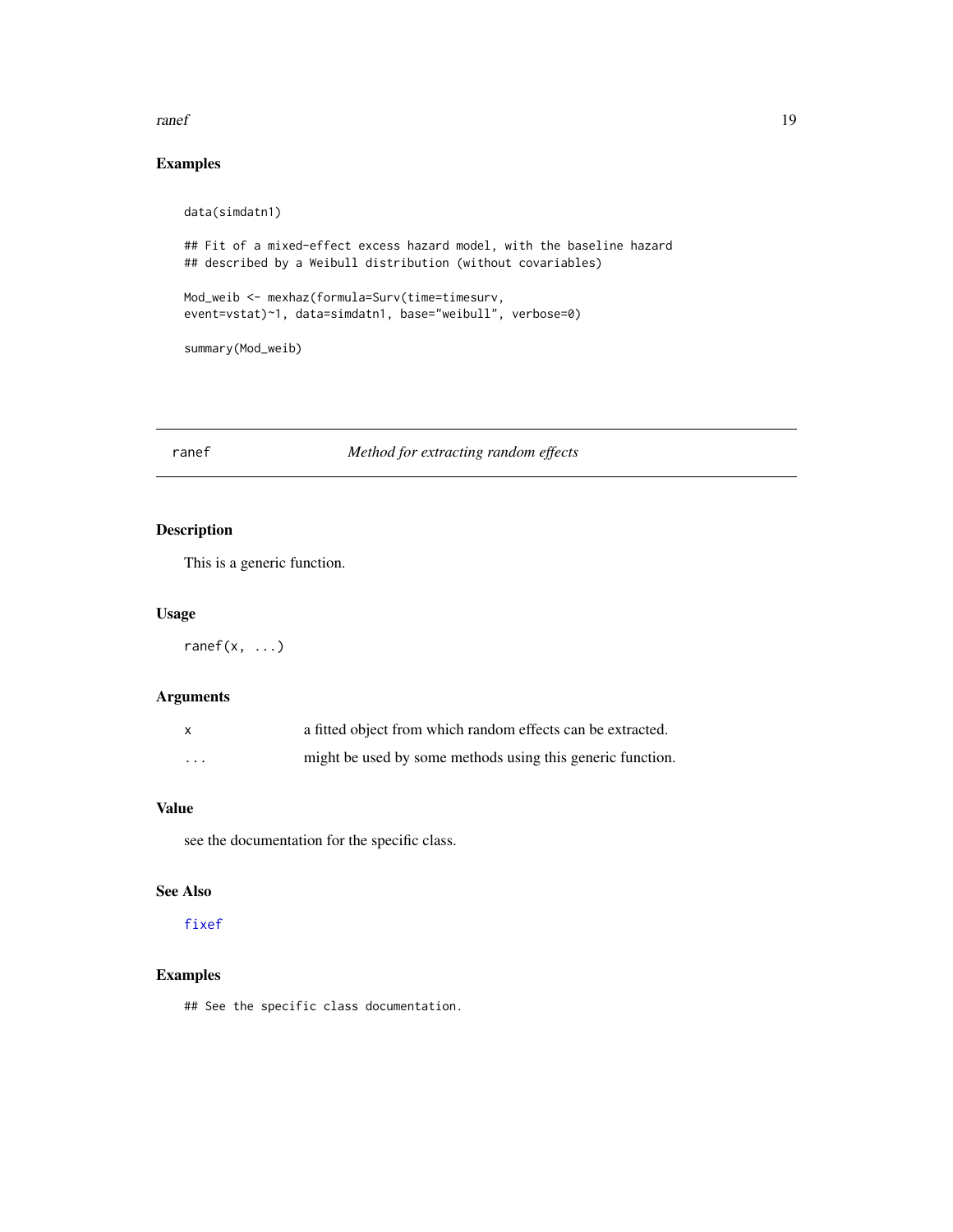## Examples

```
data(simdatn1)

## Fit of a mixed-effect excess hazard model, with the baseline hazard
## described by a Weibull distribution (without covariables)

Mod_weib <- mexhaz(formula=Surv(time=timesurv,
event=vstat)~1, data=simdatn1, base="weibull", verbose=0)

summary(Mod_weib)
```

---

# ranef — *Method for extracting random effects*

## Description

This is a generic function.

## Usage

```
ranef(x, ...)
```

## Arguments

| | |
|---|---|
| `x` | a fitted object from which random effects can be extracted. |
| `...` | might be used by some methods using this generic function. |

## Value

see the documentation for the specific class.

## See Also

`fixef`

## Examples

```
## See the specific class documentation.
```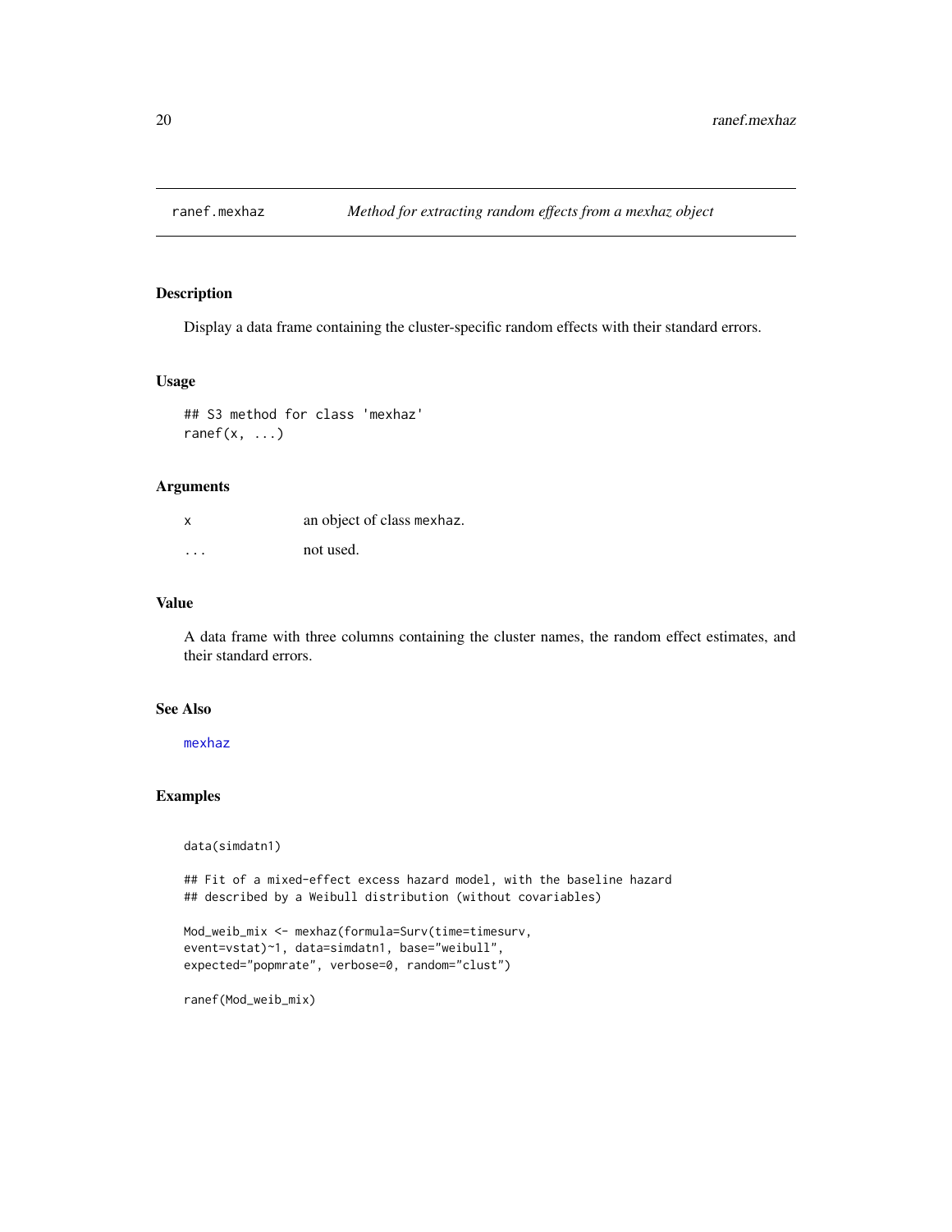# ranef.mexhaz — *Method for extracting random effects from a mexhaz object*

## Description

Display a data frame containing the cluster-specific random effects with their standard errors.

## Usage

```
## S3 method for class 'mexhaz'
ranef(x, ...)
```

## Arguments

| | |
|---|---|
| x | an object of class mexhaz. |
| ... | not used. |

## Value

A data frame with three columns containing the cluster names, the random effect estimates, and their standard errors.

## See Also

mexhaz

## Examples

```
data(simdatn1)

## Fit of a mixed-effect excess hazard model, with the baseline hazard
## described by a Weibull distribution (without covariables)

Mod_weib_mix <- mexhaz(formula=Surv(time=timesurv,
event=vstat)~1, data=simdatn1, base="weibull",
expected="popmrate", verbose=0, random="clust")

ranef(Mod_weib_mix)
```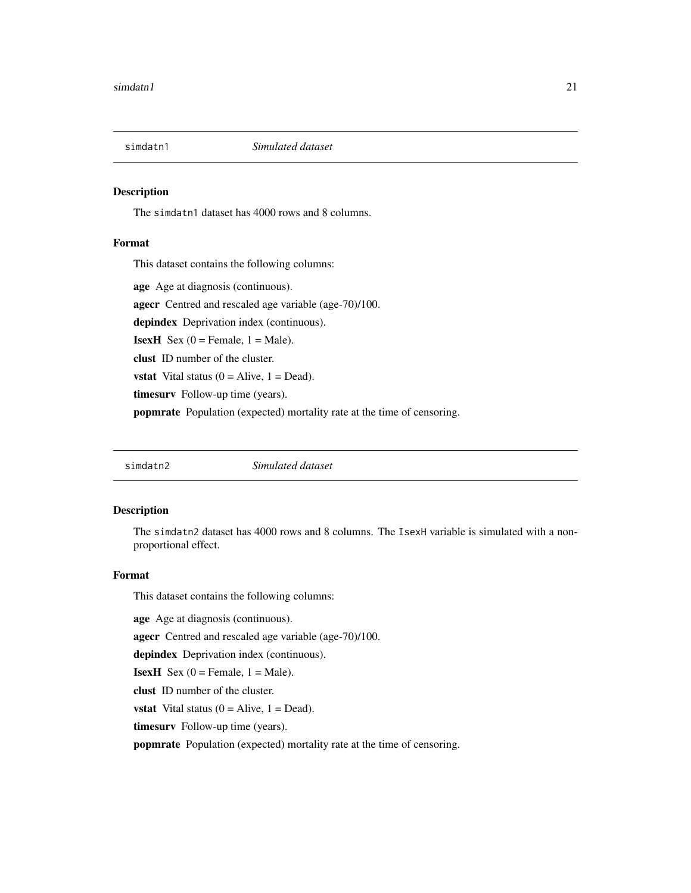## simdatn1 *Simulated dataset*

### Description

The `simdatn1` dataset has 4000 rows and 8 columns.

### Format

This dataset contains the following columns:

**age** Age at diagnosis (continuous).

**agecr** Centred and rescaled age variable (age-70)/100.

**depindex** Deprivation index (continuous).

**IsexH** Sex (0 = Female, 1 = Male).

**clust** ID number of the cluster.

**vstat** Vital status (0 = Alive, 1 = Dead).

**timesurv** Follow-up time (years).

**popmrate** Population (expected) mortality rate at the time of censoring.

## simdatn2 *Simulated dataset*

### Description

The `simdatn2` dataset has 4000 rows and 8 columns. The `IsexH` variable is simulated with a non-proportional effect.

### Format

This dataset contains the following columns:

**age** Age at diagnosis (continuous).

**agecr** Centred and rescaled age variable (age-70)/100.

**depindex** Deprivation index (continuous).

**IsexH** Sex (0 = Female, 1 = Male).

**clust** ID number of the cluster.

**vstat** Vital status (0 = Alive, 1 = Dead).

**timesurv** Follow-up time (years).

**popmrate** Population (expected) mortality rate at the time of censoring.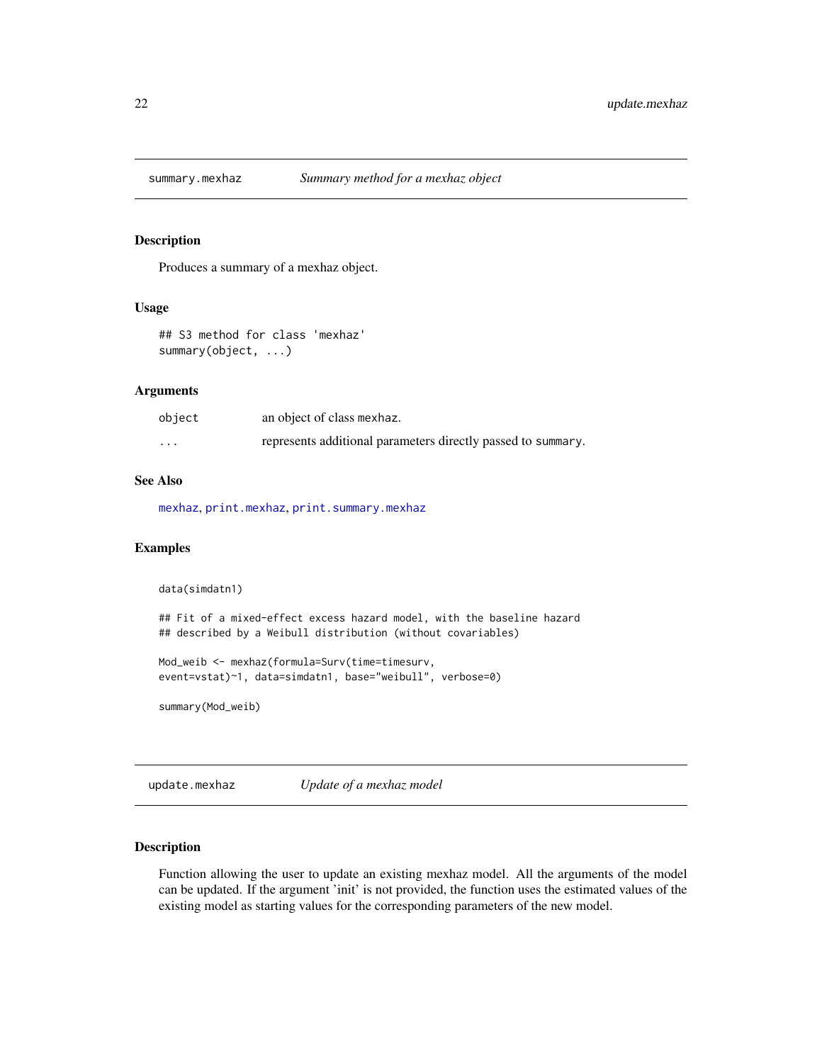## summary.mexhaz *Summary method for a mexhaz object*

### Description

Produces a summary of a mexhaz object.

### Usage

```
## S3 method for class 'mexhaz'
summary(object, ...)
```

### Arguments

| | |
|---|---|
| `object` | an object of class `mexhaz`. |
| `...` | represents additional parameters directly passed to `summary`. |

### See Also

`mexhaz`, `print.mexhaz`, `print.summary.mexhaz`

### Examples

```
data(simdatn1)

## Fit of a mixed-effect excess hazard model, with the baseline hazard
## described by a Weibull distribution (without covariables)

Mod_weib <- mexhaz(formula=Surv(time=timesurv,
event=vstat)~1, data=simdatn1, base="weibull", verbose=0)

summary(Mod_weib)
```

## update.mexhaz *Update of a mexhaz model*

### Description

Function allowing the user to update an existing mexhaz model. All the arguments of the model can be updated. If the argument 'init' is not provided, the function uses the estimated values of the existing model as starting values for the corresponding parameters of the new model.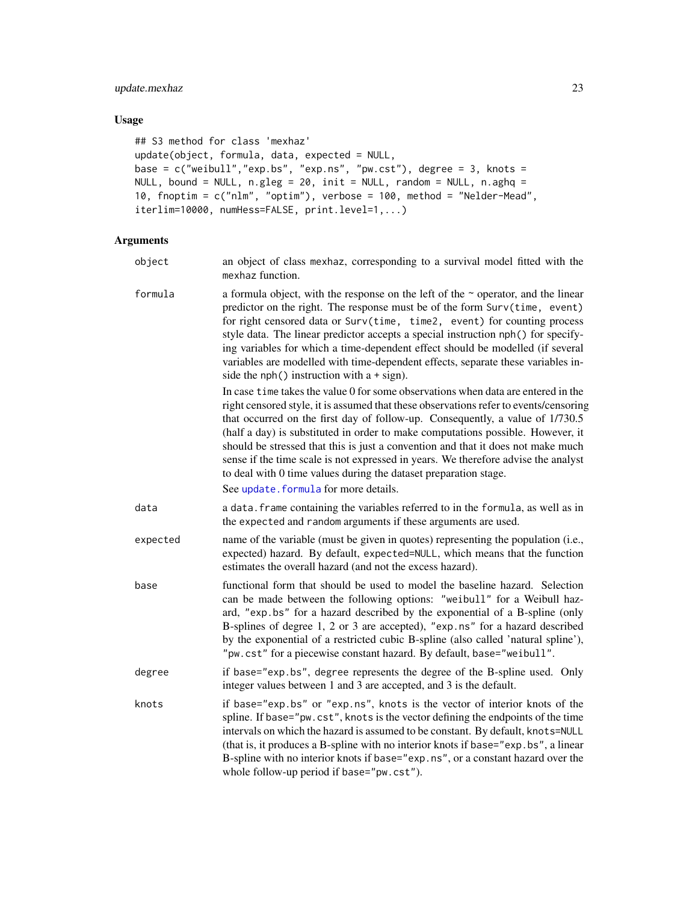## Usage

```
## S3 method for class 'mexhaz'
update(object, formula, data, expected = NULL,
base = c("weibull","exp.bs", "exp.ns", "pw.cst"), degree = 3, knots =
NULL, bound = NULL, n.gleg = 20, init = NULL, random = NULL, n.aghq =
10, fnoptim = c("nlm", "optim"), verbose = 100, method = "Nelder-Mead",
iterlim=10000, numHess=FALSE, print.level=1,...)
```

## Arguments

`object` — an object of class `mexhaz`, corresponding to a survival model fitted with the `mexhaz` function.

`formula` — a formula object, with the response on the left of the ~ operator, and the linear predictor on the right. The response must be of the form `Surv(time, event)` for right censored data or `Surv(time, time2, event)` for counting process style data. The linear predictor accepts a special instruction `nph()` for specifying variables for which a time-dependent effect should be modelled (if several variables are modelled with time-dependent effects, separate these variables inside the `nph()` instruction with a + sign).

In case `time` takes the value 0 for some observations when data are entered in the right censored style, it is assumed that these observations refer to events/censoring that occurred on the first day of follow-up. Consequently, a value of 1/730.5 (half a day) is substituted in order to make computations possible. However, it should be stressed that this is just a convention and that it does not make much sense if the time scale is not expressed in years. We therefore advise the analyst to deal with 0 time values during the dataset preparation stage.

See `update.formula` for more details.

`data` — a `data.frame` containing the variables referred to in the `formula`, as well as in the `expected` and `random` arguments if these arguments are used.

`expected` — name of the variable (must be given in quotes) representing the population (i.e., expected) hazard. By default, `expected=NULL`, which means that the function estimates the overall hazard (and not the excess hazard).

`base` — functional form that should be used to model the baseline hazard. Selection can be made between the following options: `"weibull"` for a Weibull hazard, `"exp.bs"` for a hazard described by the exponential of a B-spline (only B-splines of degree 1, 2 or 3 are accepted), `"exp.ns"` for a hazard described by the exponential of a restricted cubic B-spline (also called 'natural spline'), `"pw.cst"` for a piecewise constant hazard. By default, `base="weibull"`.

`degree` — if `base="exp.bs"`, `degree` represents the degree of the B-spline used. Only integer values between 1 and 3 are accepted, and 3 is the default.

`knots` — if `base="exp.bs"` or `"exp.ns"`, `knots` is the vector of interior knots of the spline. If `base="pw.cst"`, `knots` is the vector defining the endpoints of the time intervals on which the hazard is assumed to be constant. By default, `knots=NULL` (that is, it produces a B-spline with no interior knots if `base="exp.bs"`, a linear B-spline with no interior knots if `base="exp.ns"`, or a constant hazard over the whole follow-up period if `base="pw.cst"`).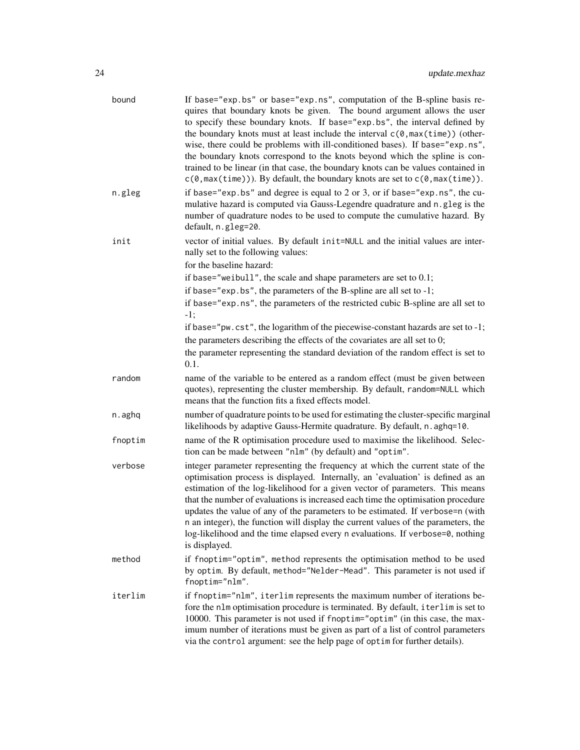| | |
|---|---|
| bound | If `base="exp.bs"` or `base="exp.ns"`, computation of the B-spline basis requires that boundary knots be given. The `bound` argument allows the user to specify these boundary knots. If `base="exp.bs"`, the interval defined by the boundary knots must at least include the interval `c(0,max(time))` (otherwise, there could be problems with ill-conditioned bases). If `base="exp.ns"`, the boundary knots correspond to the knots beyond which the spline is contrained to be linear (in that case, the boundary knots can be values contained in `c(0,max(time))`). By default, the boundary knots are set to `c(0,max(time))`. |
| n.gleg | if `base="exp.bs"` and degree is equal to 2 or 3, or if `base="exp.ns"`, the cumulative hazard is computed via Gauss-Legendre quadrature and `n.gleg` is the number of quadrature nodes to be used to compute the cumulative hazard. By default, `n.gleg=20`. |
| init | vector of initial values. By default `init=NULL` and the initial values are internally set to the following values:<br>for the baseline hazard:<br>if `base="weibull"`, the scale and shape parameters are set to 0.1;<br>if `base="exp.bs"`, the parameters of the B-spline are all set to -1;<br>if `base="exp.ns"`, the parameters of the restricted cubic B-spline are all set to -1;<br>if `base="pw.cst"`, the logarithm of the piecewise-constant hazards are set to -1;<br>the parameters describing the effects of the covariates are all set to 0;<br>the parameter representing the standard deviation of the random effect is set to 0.1. |
| random | name of the variable to be entered as a random effect (must be given between quotes), representing the cluster membership. By default, `random=NULL` which means that the function fits a fixed effects model. |
| n.aghq | number of quadrature points to be used for estimating the cluster-specific marginal likelihoods by adaptive Gauss-Hermite quadrature. By default, `n.aghq=10`. |
| fnoptim | name of the R optimisation procedure used to maximise the likelihood. Selection can be made between `"nlm"` (by default) and `"optim"`. |
| verbose | integer parameter representing the frequency at which the current state of the optimisation process is displayed. Internally, an 'evaluation' is defined as an estimation of the log-likelihood for a given vector of parameters. This means that the number of evaluations is increased each time the optimisation procedure updates the value of any of the parameters to be estimated. If `verbose=n` (with `n` an integer), the function will display the current values of the parameters, the log-likelihood and the time elapsed every `n` evaluations. If `verbose=0`, nothing is displayed. |
| method | if `fnoptim="optim"`, `method` represents the optimisation method to be used by `optim`. By default, `method="Nelder-Mead"`. This parameter is not used if `fnoptim="nlm"`. |
| iterlim | if `fnoptim="nlm"`, `iterlim` represents the maximum number of iterations before the `nlm` optimisation procedure is terminated. By default, `iterlim` is set to 10000. This parameter is not used if `fnoptim="optim"` (in this case, the maximum number of iterations must be given as part of a list of control parameters via the `control` argument: see the help page of `optim` for further details). |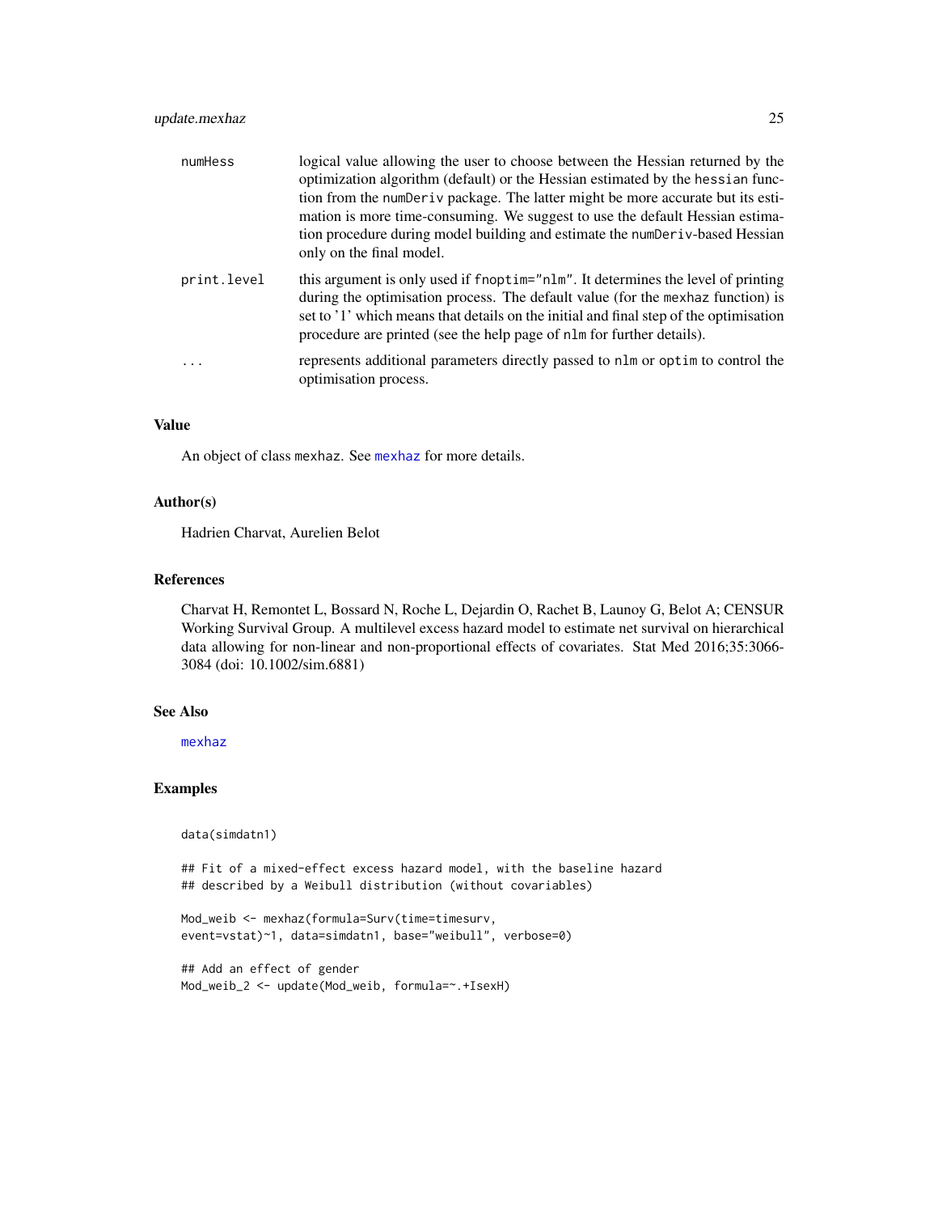| | |
|---|---|
| `numHess` | logical value allowing the user to choose between the Hessian returned by the optimization algorithm (default) or the Hessian estimated by the `hessian` function from the `numDeriv` package. The latter might be more accurate but its estimation is more time-consuming. We suggest to use the default Hessian estimation procedure during model building and estimate the `numDeriv`-based Hessian only on the final model. |
| `print.level` | this argument is only used if `fnoptim="nlm"`. It determines the level of printing during the optimisation process. The default value (for the `mexhaz` function) is set to '1' which means that details on the initial and final step of the optimisation procedure are printed (see the help page of `nlm` for further details). |
| `...` | represents additional parameters directly passed to `nlm` or `optim` to control the optimisation process. |

### Value

An object of class `mexhaz`. See `mexhaz` for more details.

### Author(s)

Hadrien Charvat, Aurelien Belot

### References

Charvat H, Remontet L, Bossard N, Roche L, Dejardin O, Rachet B, Launoy G, Belot A; CENSUR Working Survival Group. A multilevel excess hazard model to estimate net survival on hierarchical data allowing for non-linear and non-proportional effects of covariates. Stat Med 2016;35:3066-3084 (doi: 10.1002/sim.6881)

### See Also

`mexhaz`

### Examples

```
data(simdatn1)

## Fit of a mixed-effect excess hazard model, with the baseline hazard
## described by a Weibull distribution (without covariables)

Mod_weib <- mexhaz(formula=Surv(time=timesurv,
event=vstat)~1, data=simdatn1, base="weibull", verbose=0)

## Add an effect of gender
Mod_weib_2 <- update(Mod_weib, formula=~.+IsexH)
```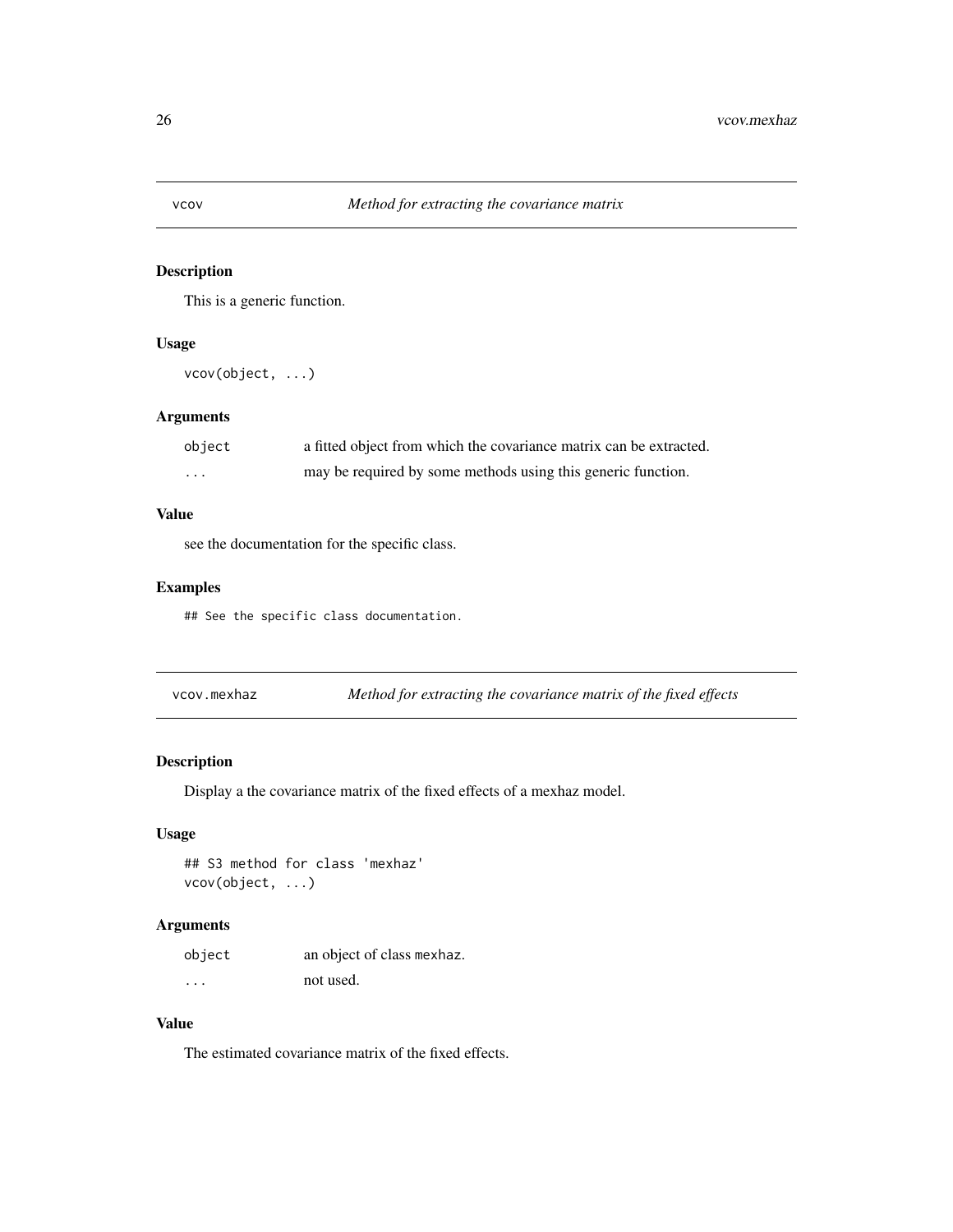## vcov — *Method for extracting the covariance matrix*

### Description

This is a generic function.

### Usage

```
vcov(object, ...)
```

### Arguments

| | |
|---|---|
| object | a fitted object from which the covariance matrix can be extracted. |
| ... | may be required by some methods using this generic function. |

### Value

see the documentation for the specific class.

### Examples

```
## See the specific class documentation.
```

## vcov.mexhaz — *Method for extracting the covariance matrix of the fixed effects*

### Description

Display a the covariance matrix of the fixed effects of a mexhaz model.

### Usage

```
## S3 method for class 'mexhaz'
vcov(object, ...)
```

### Arguments

| | |
|---|---|
| object | an object of class mexhaz. |
| ... | not used. |

### Value

The estimated covariance matrix of the fixed effects.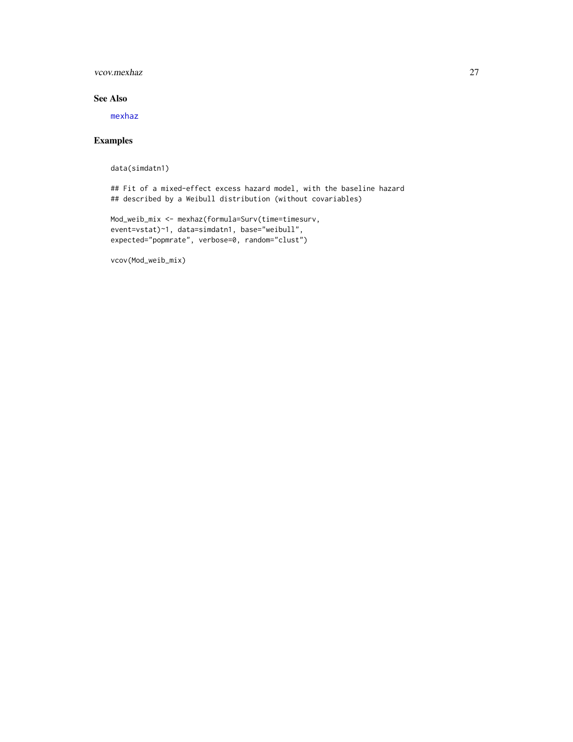## See Also

mexhaz

## Examples

```
data(simdatn1)

## Fit of a mixed-effect excess hazard model, with the baseline hazard
## described by a Weibull distribution (without covariables)

Mod_weib_mix <- mexhaz(formula=Surv(time=timesurv,
event=vstat)~1, data=simdatn1, base="weibull",
expected="popmrate", verbose=0, random="clust")

vcov(Mod_weib_mix)
```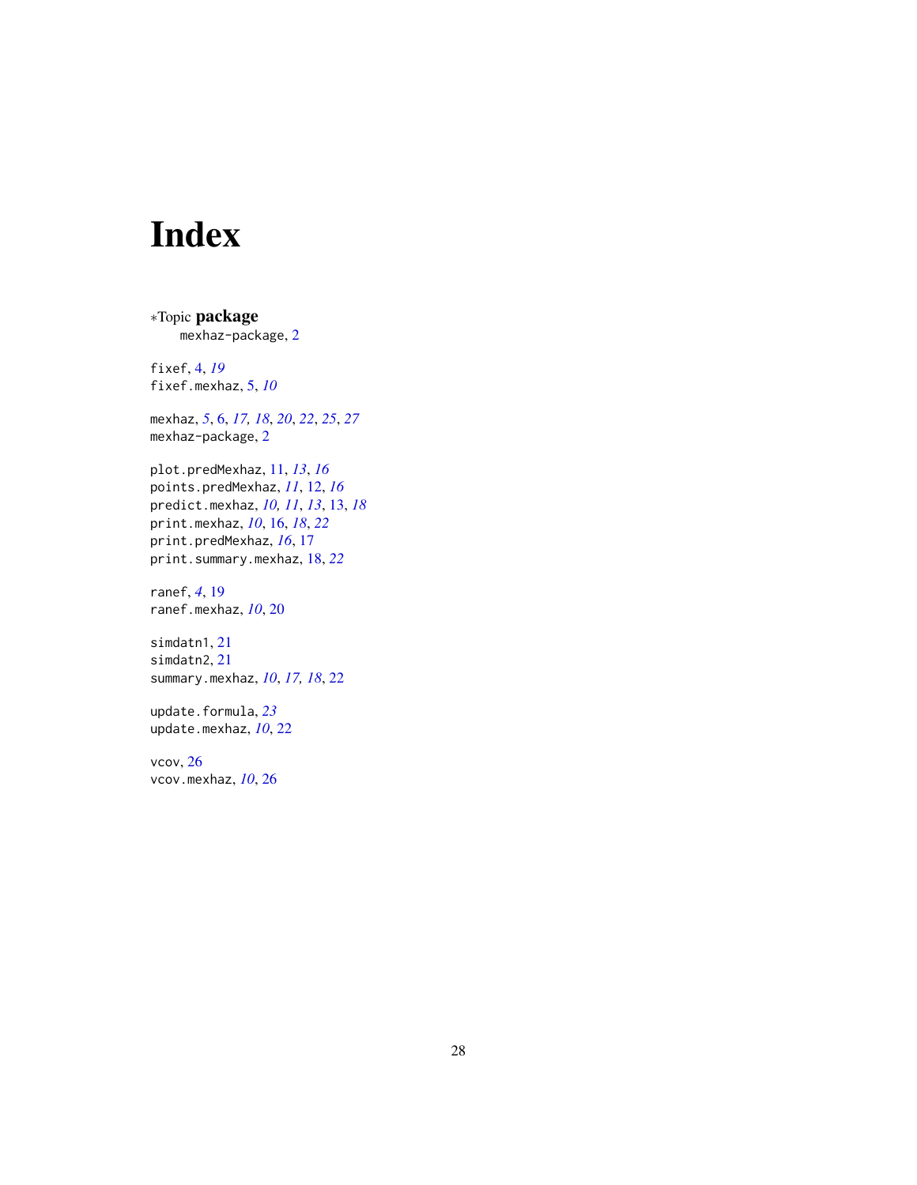# Index

∗Topic **package**

  mexhaz-package, 2

fixef, 4, *19*
fixef.mexhaz, 5, *10*

mexhaz, *5*, 6, *17, 18*, *20*, *22*, *25*, *27*
mexhaz-package, 2

plot.predMexhaz, 11, *13*, *16*
points.predMexhaz, *11*, 12, *16*
predict.mexhaz, *10, 11*, *13*, 13, *18*
print.mexhaz, *10*, 16, *18*, *22*
print.predMexhaz, *16*, 17
print.summary.mexhaz, 18, *22*

ranef, *4*, 19
ranef.mexhaz, *10*, 20

simdatn1, 21
simdatn2, 21
summary.mexhaz, *10*, *17, 18*, 22

update.formula, *23*
update.mexhaz, *10*, 22

vcov, 26
vcov.mexhaz, *10*, 26